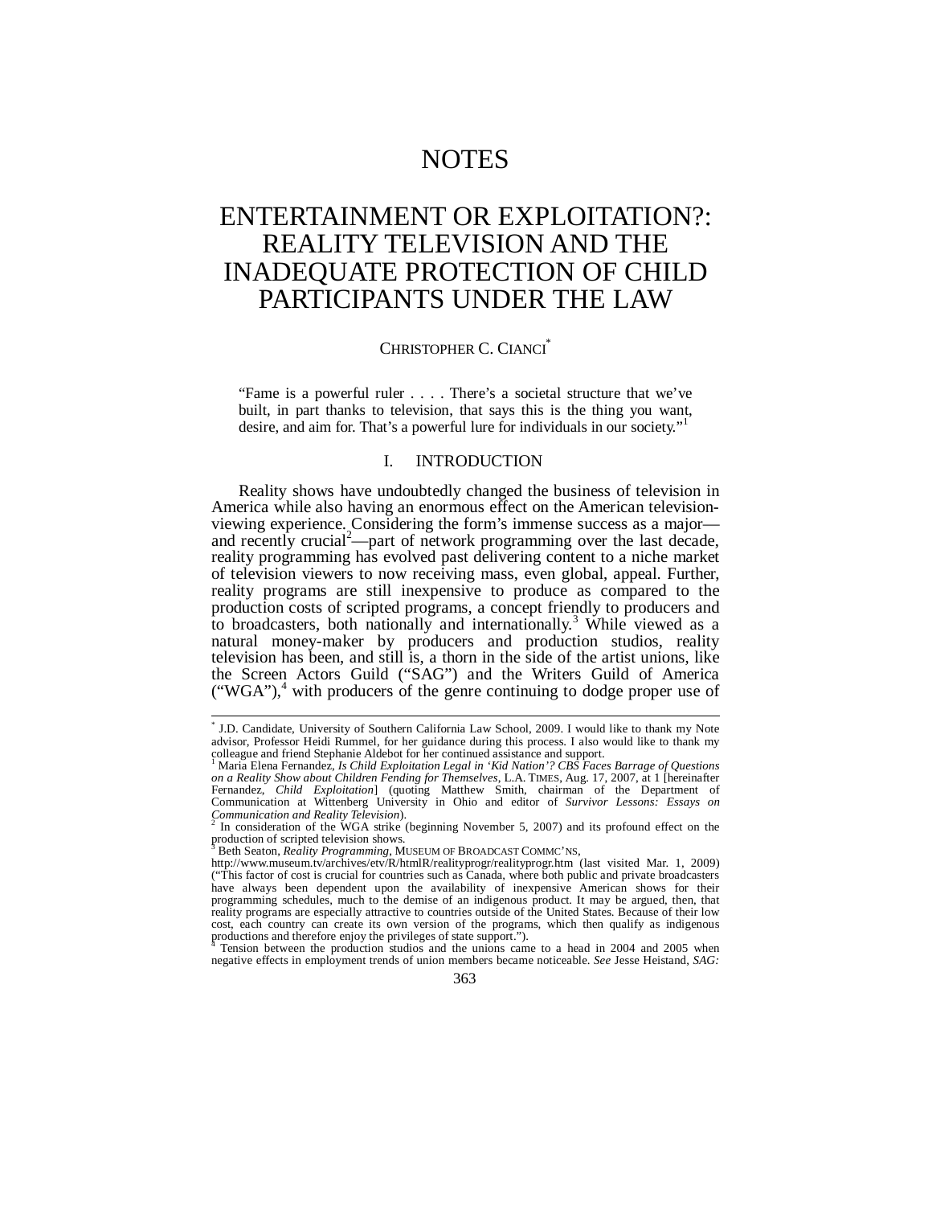# NOTES

# ENTERTAINMENT OR EXPLOITATION?: REALITY TELEVISION AND THE INADEQUATE PROTECTION OF CHILD PARTICIPANTS UNDER THE LAW

CHRISTOPHER C. CIANCI[*]

> "Fame is a powerful ruler . . . . There's a societal structure that we've built, in part thanks to television, that says this is the thing you want, desire, and aim for. That's a powerful lure for individuals in our society."[1]

## I. INTRODUCTION

Reality shows have undoubtedly changed the business of television in America while also having an enormous effect on the American television-viewing experience. Considering the form's immense success as a major—and recently crucial[2]—part of network programming over the last decade, reality programming has evolved past delivering content to a niche market of television viewers to now receiving mass, even global, appeal. Further, reality programs are still inexpensive to produce as compared to the production costs of scripted programs, a concept friendly to producers and to broadcasters, both nationally and internationally.[3] While viewed as a natural money-maker by producers and production studios, reality television has been, and still is, a thorn in the side of the artist unions, like the Screen Actors Guild ("SAG") and the Writers Guild of America ("WGA"),[4] with producers of the genre continuing to dodge proper use of

---

[*] J.D. Candidate, University of Southern California Law School, 2009. I would like to thank my Note advisor, Professor Heidi Rummel, for her guidance during this process. I also would like to thank my colleague and friend Stephanie Aldebot for her continued assistance and support.

[1] Maria Elena Fernandez, *Is Child Exploitation Legal in 'Kid Nation'? CBS Faces Barrage of Questions on a Reality Show about Children Fending for Themselves*, L.A. TIMES, Aug. 17, 2007, at 1 [hereinafter Fernandez, *Child Exploitation*] (quoting Matthew Smith, chairman of the Department of Communication at Wittenberg University in Ohio and editor of *Survivor Lessons: Essays on Communication and Reality Television*).

[2] In consideration of the WGA strike (beginning November 5, 2007) and its profound effect on the production of scripted television shows.

[3] Beth Seaton, *Reality Programming*, MUSEUM OF BROADCAST COMMC'NS, http://www.museum.tv/archives/etv/R/htmlR/realityprogr/realityprogr.htm (last visited Mar. 1, 2009) ("This factor of cost is crucial for countries such as Canada, where both public and private broadcasters have always been dependent upon the availability of inexpensive American shows for their programming schedules, much to the demise of an indigenous product. It may be argued, then, that reality programs are especially attractive to countries outside of the United States. Because of their low cost, each country can create its own version of the programs, which then qualify as indigenous productions and therefore enjoy the privileges of state support.").

[4] Tension between the production studios and the unions came to a head in 2004 and 2005 when negative effects in employment trends of union members became noticeable. *See* Jesse Heistand, *SAG:*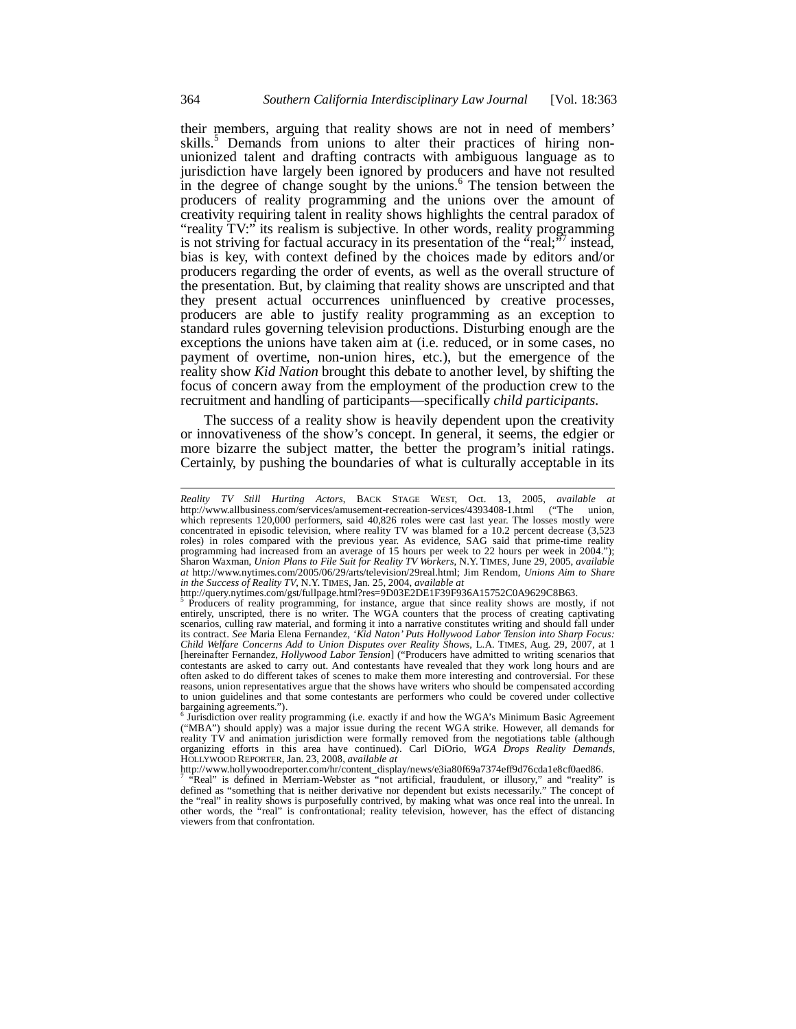their members, arguing that reality shows are not in need of members' skills.[5] Demands from unions to alter their practices of hiring non-unionized talent and drafting contracts with ambiguous language as to jurisdiction have largely been ignored by producers and have not resulted in the degree of change sought by the unions.[6] The tension between the producers of reality programming and the unions over the amount of creativity requiring talent in reality shows highlights the central paradox of "reality TV:" its realism is subjective. In other words, reality programming is not striving for factual accuracy in its presentation of the "real;"[7] instead, bias is key, with context defined by the choices made by editors and/or producers regarding the order of events, as well as the overall structure of the presentation. But, by claiming that reality shows are unscripted and that they present actual occurrences uninfluenced by creative processes, producers are able to justify reality programming as an exception to standard rules governing television productions. Disturbing enough are the exceptions the unions have taken aim at (i.e. reduced, or in some cases, no payment of overtime, non-union hires, etc.), but the emergence of the reality show *Kid Nation* brought this debate to another level, by shifting the focus of concern away from the employment of the production crew to the recruitment and handling of participants—specifically *child participants*.

The success of a reality show is heavily dependent upon the creativity or innovativeness of the show's concept. In general, it seems, the edgier or more bizarre the subject matter, the better the program's initial ratings. Certainly, by pushing the boundaries of what is culturally acceptable in its

---

*Reality TV Still Hurting Actors*, BACK STAGE WEST, Oct. 13, 2005, *available at* http://www.allbusiness.com/services/amusement-recreation-services/4393408-1.html ("The union, which represents 120,000 performers, said 40,826 roles were cast last year. The losses mostly were concentrated in episodic television, where reality TV was blamed for a 10.2 percent decrease (3,523 roles) in roles compared with the previous year. As evidence, SAG said that prime-time reality programming had increased from an average of 15 hours per week to 22 hours per week in 2004."); Sharon Waxman, *Union Plans to File Suit for Reality TV Workers*, N.Y. TIMES, June 29, 2005, *available at* http://www.nytimes.com/2005/06/29/arts/television/29real.html; Jim Rendom, *Unions Aim to Share in the Success of Reality TV*, N.Y. TIMES, Jan. 25, 2004, *available at* http://query.nytimes.com/gst/fullpage.html?res=9D03E2DE1F39F936A15752C0A9629C8B63.

[5] Producers of reality programming, for instance, argue that since reality shows are mostly, if not entirely, unscripted, there is no writer. The WGA counters that the process of creating captivating scenarios, culling raw material, and forming it into a narrative constitutes writing and should fall under its contract. *See* Maria Elena Fernandez, '*Kid Naton' Puts Hollywood Labor Tension into Sharp Focus: Child Welfare Concerns Add to Union Disputes over Reality Shows*, L.A. TIMES, Aug. 29, 2007, at 1 [hereinafter Fernandez, *Hollywood Labor Tension*] ("Producers have admitted to writing scenarios that contestants are asked to carry out. And contestants have revealed that they work long hours and are often asked to do different takes of scenes to make them more interesting and controversial. For these reasons, union representatives argue that the shows have writers who should be compensated according to union guidelines and that some contestants are performers who could be covered under collective bargaining agreements.").

[6] Jurisdiction over reality programming (i.e. exactly if and how the WGA's Minimum Basic Agreement ("MBA") should apply) was a major issue during the recent WGA strike. However, all demands for reality TV and animation jurisdiction were formally removed from the negotiations table (although organizing efforts in this area have continued). Carl DiOrio, *WGA Drops Reality Demands*, HOLLYWOOD REPORTER, Jan. 23, 2008, *available at* http://www.hollywoodreporter.com/hr/content_display/news/e3ia80f69a7374eff9d76cda1e8cf0aed86.

[7] "Real" is defined in Merriam-Webster as "not artificial, fraudulent, or illusory," and "reality" is defined as "something that is neither derivative nor dependent but exists necessarily." The concept of the "real" in reality shows is purposefully contrived, by making what was once real into the unreal. In other words, the "real" is confrontational; reality television, however, has the effect of distancing viewers from that confrontation.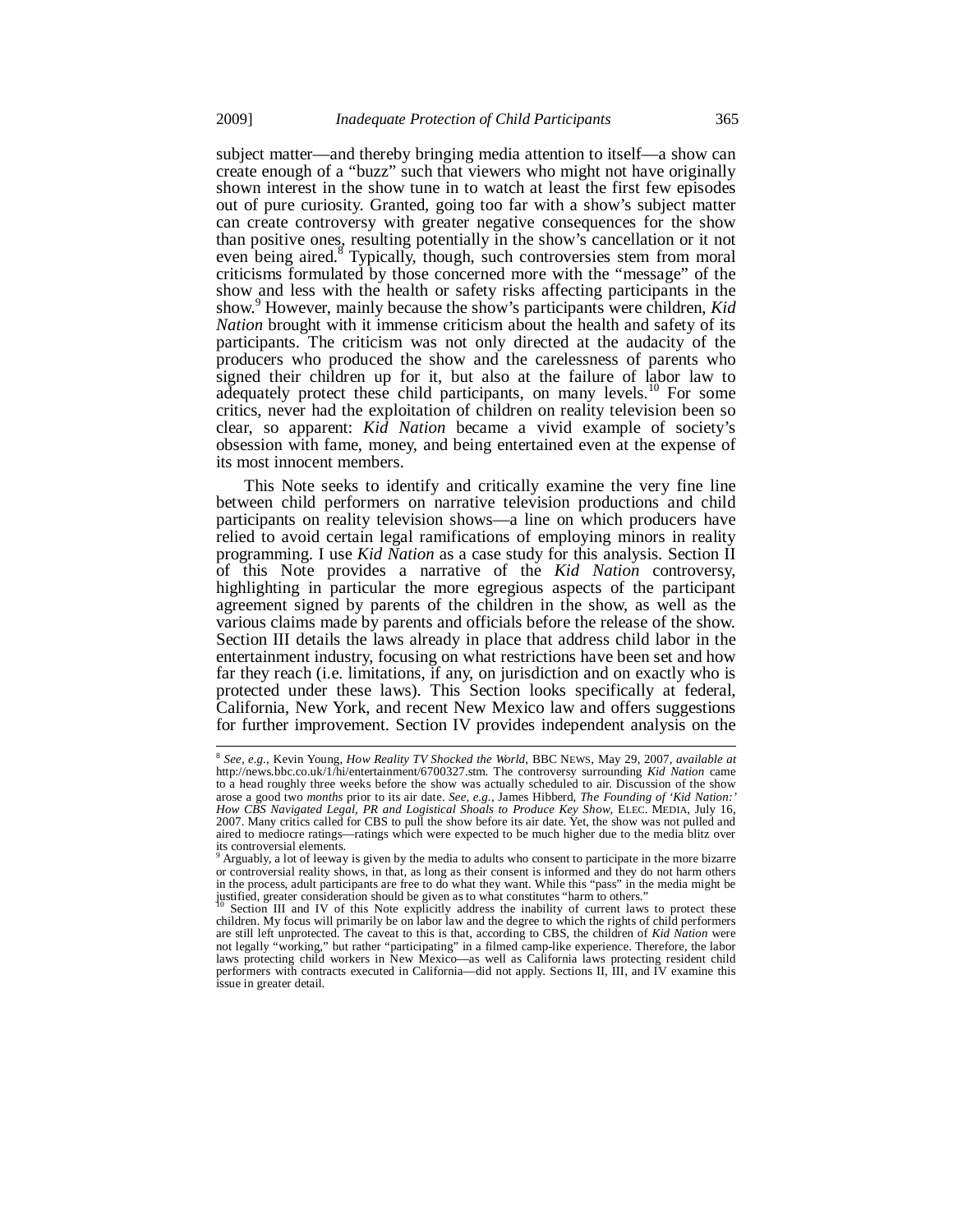subject matter—and thereby bringing media attention to itself—a show can create enough of a "buzz" such that viewers who might not have originally shown interest in the show tune in to watch at least the first few episodes out of pure curiosity. Granted, going too far with a show's subject matter can create controversy with greater negative consequences for the show than positive ones, resulting potentially in the show's cancellation or it not even being aired.[8] Typically, though, such controversies stem from moral criticisms formulated by those concerned more with the "message" of the show and less with the health or safety risks affecting participants in the show.[9] However, mainly because the show's participants were children, *Kid Nation* brought with it immense criticism about the health and safety of its participants. The criticism was not only directed at the audacity of the producers who produced the show and the carelessness of parents who signed their children up for it, but also at the failure of labor law to adequately protect these child participants, on many levels.[10] For some critics, never had the exploitation of children on reality television been so clear, so apparent: *Kid Nation* became a vivid example of society's obsession with fame, money, and being entertained even at the expense of its most innocent members.

This Note seeks to identify and critically examine the very fine line between child performers on narrative television productions and child participants on reality television shows—a line on which producers have relied to avoid certain legal ramifications of employing minors in reality programming. I use *Kid Nation* as a case study for this analysis. Section II of this Note provides a narrative of the *Kid Nation* controversy, highlighting in particular the more egregious aspects of the participant agreement signed by parents of the children in the show, as well as the various claims made by parents and officials before the release of the show. Section III details the laws already in place that address child labor in the entertainment industry, focusing on what restrictions have been set and how far they reach (i.e. limitations, if any, on jurisdiction and on exactly who is protected under these laws). This Section looks specifically at federal, California, New York, and recent New Mexico law and offers suggestions for further improvement. Section IV provides independent analysis on the

---

[8] *See, e.g.*, Kevin Young, *How Reality TV Shocked the World*, BBC NEWS, May 29, 2007, *available at* http://news.bbc.co.uk/1/hi/entertainment/6700327.stm. The controversy surrounding *Kid Nation* came to a head roughly three weeks before the show was actually scheduled to air. Discussion of the show arose a good two *months* prior to its air date. *See, e.g.*, James Hibberd, *The Founding of 'Kid Nation:' How CBS Navigated Legal, PR and Logistical Shoals to Produce Key Show*, ELEC. MEDIA, July 16, 2007. Many critics called for CBS to pull the show before its air date. Yet, the show was not pulled and aired to mediocre ratings—ratings which were expected to be much higher due to the media blitz over its controversial elements.

[9] Arguably, a lot of leeway is given by the media to adults who consent to participate in the more bizarre or controversial reality shows, in that, as long as their consent is informed and they do not harm others in the process, adult participants are free to do what they want. While this "pass" in the media might be justified, greater consideration should be given as to what constitutes "harm to others."

[10] Section III and IV of this Note explicitly address the inability of current laws to protect these children. My focus will primarily be on labor law and the degree to which the rights of child performers are still left unprotected. The caveat to this is that, according to CBS, the children of *Kid Nation* were not legally "working," but rather "participating" in a filmed camp-like experience. Therefore, the labor laws protecting child workers in New Mexico—as well as California laws protecting resident child performers with contracts executed in California—did not apply. Sections II, III, and IV examine this issue in greater detail.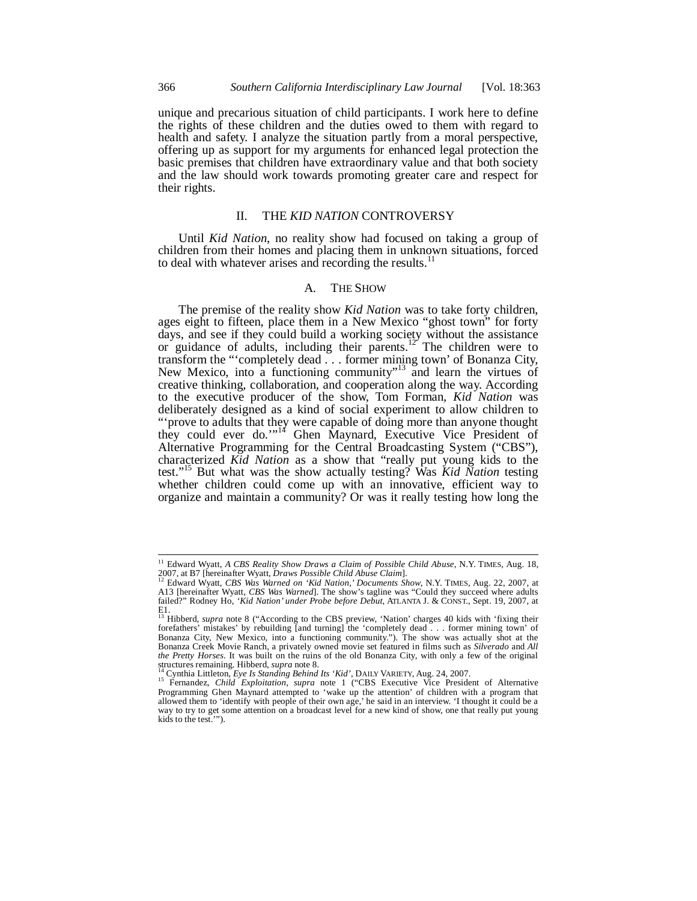unique and precarious situation of child participants. I work here to define the rights of these children and the duties owed to them with regard to health and safety. I analyze the situation partly from a moral perspective, offering up as support for my arguments for enhanced legal protection the basic premises that children have extraordinary value and that both society and the law should work towards promoting greater care and respect for their rights.

## II. THE *KID NATION* CONTROVERSY

Until *Kid Nation*, no reality show had focused on taking a group of children from their homes and placing them in unknown situations, forced to deal with whatever arises and recording the results.[11]

### A. THE SHOW

The premise of the reality show *Kid Nation* was to take forty children, ages eight to fifteen, place them in a New Mexico "ghost town" for forty days, and see if they could build a working society without the assistance or guidance of adults, including their parents.[12] The children were to transform the "'completely dead . . . former mining town' of Bonanza City, New Mexico, into a functioning community"[13] and learn the virtues of creative thinking, collaboration, and cooperation along the way. According to the executive producer of the show, Tom Forman, *Kid Nation* was deliberately designed as a kind of social experiment to allow children to "'prove to adults that they were capable of doing more than anyone thought they could ever do.'"[14] Ghen Maynard, Executive Vice President of Alternative Programming for the Central Broadcasting System ("CBS"), characterized *Kid Nation* as a show that "really put young kids to the test."[15] But what was the show actually testing? Was *Kid Nation* testing whether children could come up with an innovative, efficient way to organize and maintain a community? Or was it really testing how long the

---

[11] Edward Wyatt, *A CBS Reality Show Draws a Claim of Possible Child Abuse*, N.Y. TIMES, Aug. 18, 2007, at B7 [hereinafter Wyatt, *Draws Possible Child Abuse Claim*].

[12] Edward Wyatt, *CBS Was Warned on 'Kid Nation,' Documents Show*, N.Y. TIMES, Aug. 22, 2007, at A13 [hereinafter Wyatt, *CBS Was Warned*]. The show's tagline was "Could they succeed where adults failed?" Rodney Ho, *'Kid Nation' under Probe before Debut*, ATLANTA J. & CONST., Sept. 19, 2007, at E1.

[13] Hibberd, *supra* note 8 ("According to the CBS preview, 'Nation' charges 40 kids with 'fixing their forefathers' mistakes' by rebuilding [and turning] the 'completely dead . . . former mining town' of Bonanza City, New Mexico, into a functioning community."). The show was actually shot at the Bonanza Creek Movie Ranch, a privately owned movie set featured in films such as *Silverado* and *All the Pretty Horses*. It was built on the ruins of the old Bonanza City, with only a few of the original structures remaining. Hibberd, *supra* note 8.

[14] Cynthia Littleton, *Eye Is Standing Behind Its 'Kid'*, DAILY VARIETY, Aug. 24, 2007.

[15] Fernandez, *Child Exploitation*, *supra* note 1 ("CBS Executive Vice President of Alternative Programming Ghen Maynard attempted to 'wake up the attention' of children with a program that allowed them to 'identify with people of their own age,' he said in an interview. 'I thought it could be a way to try to get some attention on a broadcast level for a new kind of show, one that really put young kids to the test.'").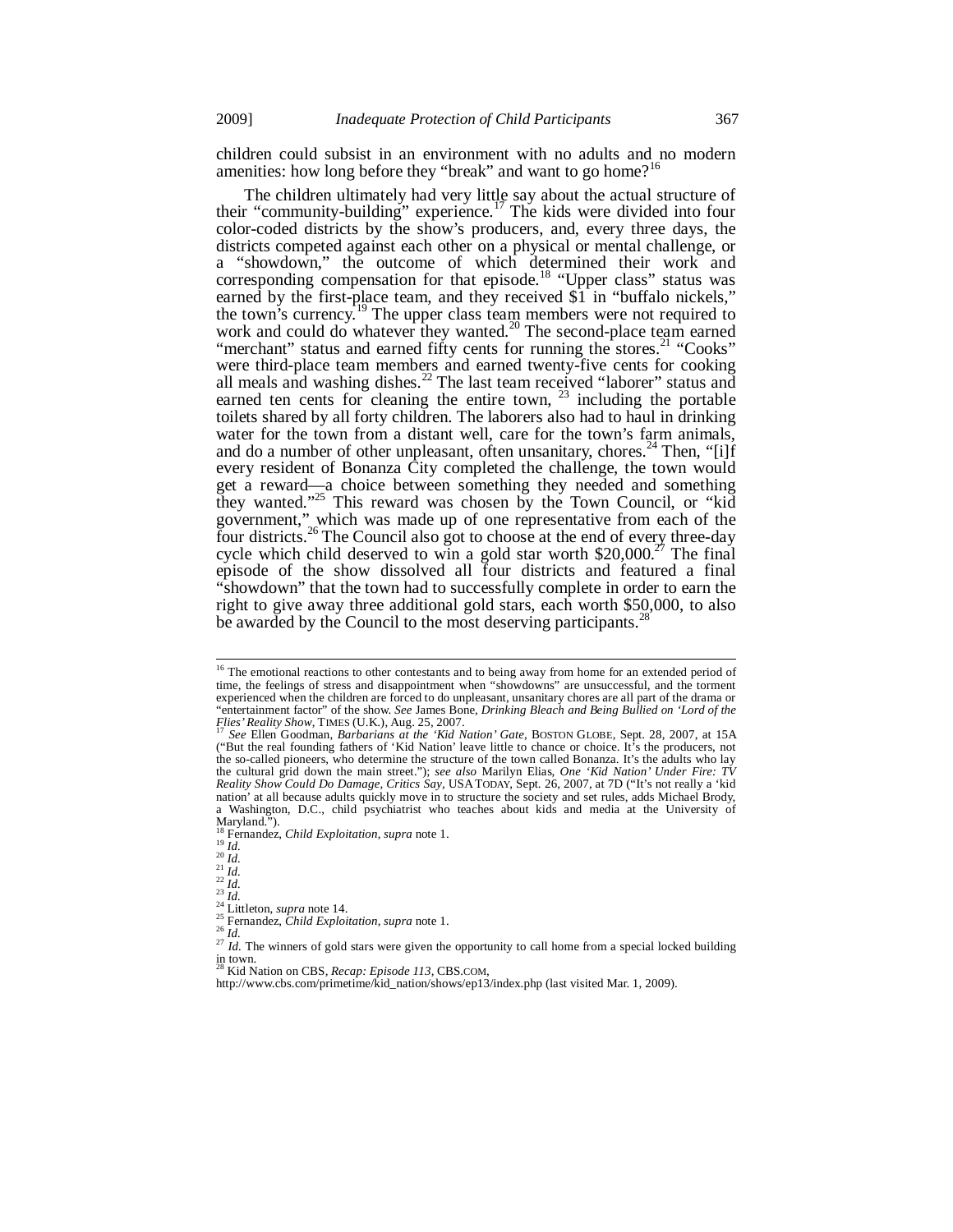children could subsist in an environment with no adults and no modern amenities: how long before they "break" and want to go home?[16]

The children ultimately had very little say about the actual structure of their "community-building" experience.[17] The kids were divided into four color-coded districts by the show's producers, and, every three days, the districts competed against each other on a physical or mental challenge, or a "showdown," the outcome of which determined their work and corresponding compensation for that episode.[18] "Upper class" status was earned by the first-place team, and they received $1 in "buffalo nickels," the town's currency.[19] The upper class team members were not required to work and could do whatever they wanted.[20] The second-place team earned "merchant" status and earned fifty cents for running the stores.[21] "Cooks" were third-place team members and earned twenty-five cents for cooking all meals and washing dishes.[22] The last team received "laborer" status and earned ten cents for cleaning the entire town, [23] including the portable toilets shared by all forty children. The laborers also had to haul in drinking water for the town from a distant well, care for the town's farm animals, and do a number of other unpleasant, often unsanitary, chores.[24] Then, "[i]f every resident of Bonanza City completed the challenge, the town would get a reward—a choice between something they needed and something they wanted."[25] This reward was chosen by the Town Council, or "kid government," which was made up of one representative from each of the four districts.[26] The Council also got to choose at the end of every three-day cycle which child deserved to win a gold star worth $20,000.[27] The final episode of the show dissolved all four districts and featured a final "showdown" that the town had to successfully complete in order to earn the right to give away three additional gold stars, each worth $50,000, to also be awarded by the Council to the most deserving participants.[28]

---

[16] The emotional reactions to other contestants and to being away from home for an extended period of time, the feelings of stress and disappointment when "showdowns" are unsuccessful, and the torment experienced when the children are forced to do unpleasant, unsanitary chores are all part of the drama or "entertainment factor" of the show. *See* James Bone, *Drinking Bleach and Being Bullied on 'Lord of the Flies' Reality Show*, TIMES (U.K.), Aug. 25, 2007.

[17] *See* Ellen Goodman, *Barbarians at the 'Kid Nation' Gate*, BOSTON GLOBE, Sept. 28, 2007, at 15A ("But the real founding fathers of 'Kid Nation' leave little to chance or choice. It's the producers, not the so-called pioneers, who determine the structure of the town called Bonanza. It's the adults who lay the cultural grid down the main street."); *see also* Marilyn Elias, *One 'Kid Nation' Under Fire: TV Reality Show Could Do Damage, Critics Say*, USA TODAY, Sept. 26, 2007, at 7D ("It's not really a 'kid nation' at all because adults quickly move in to structure the society and set rules, adds Michael Brody, a Washington, D.C., child psychiatrist who teaches about kids and media at the University of Maryland.").

[18] Fernandez, *Child Exploitation*, *supra* note 1.

[19] *Id.*

[20] *Id.*

[21] *Id.*

[22] *Id.*

[23] *Id.*

[24] Littleton, *supra* note 14.

[25] Fernandez, *Child Exploitation*, *supra* note 1.

[26] *Id.*

[27] *Id.* The winners of gold stars were given the opportunity to call home from a special locked building in town.

[28] Kid Nation on CBS, *Recap: Episode 113*, CBS.COM, http://www.cbs.com/primetime/kid_nation/shows/ep13/index.php (last visited Mar. 1, 2009).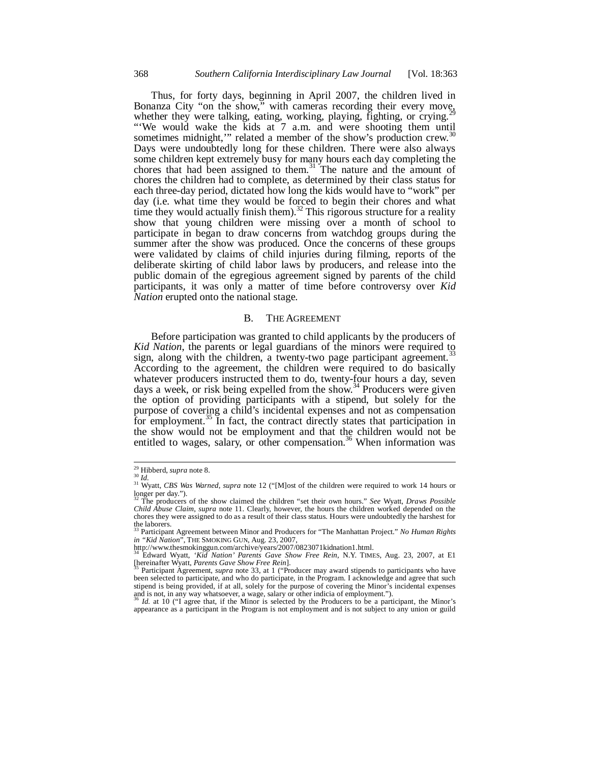Thus, for forty days, beginning in April 2007, the children lived in Bonanza City "on the show," with cameras recording their every move, whether they were talking, eating, working, playing, fighting, or crying.[29] "'We would wake the kids at 7 a.m. and were shooting them until sometimes midnight,'" related a member of the show's production crew.[30] Days were undoubtedly long for these children. There were also always some children kept extremely busy for many hours each day completing the chores that had been assigned to them.[31] The nature and the amount of chores the children had to complete, as determined by their class status for each three-day period, dictated how long the kids would have to "work" per day (i.e. what time they would be forced to begin their chores and what time they would actually finish them).[32] This rigorous structure for a reality show that young children were missing over a month of school to participate in began to draw concerns from watchdog groups during the summer after the show was produced. Once the concerns of these groups were validated by claims of child injuries during filming, reports of the deliberate skirting of child labor laws by producers, and release into the public domain of the egregious agreement signed by parents of the child participants, it was only a matter of time before controversy over *Kid Nation* erupted onto the national stage.

## B. THE AGREEMENT

Before participation was granted to child applicants by the producers of *Kid Nation*, the parents or legal guardians of the minors were required to sign, along with the children, a twenty-two page participant agreement.[33] According to the agreement, the children were required to do basically whatever producers instructed them to do, twenty-four hours a day, seven days a week, or risk being expelled from the show.[34] Producers were given the option of providing participants with a stipend, but solely for the purpose of covering a child's incidental expenses and not as compensation for employment.[35] In fact, the contract directly states that participation in the show would not be employment and that the children would not be entitled to wages, salary, or other compensation.[36] When information was

---

[29] Hibberd, *supra* note 8.

[30] *Id.*

[31] Wyatt, *CBS Was Warned*, *supra* note 12 ("[M]ost of the children were required to work 14 hours or longer per day.").

[32] The producers of the show claimed the children "set their own hours." *See* Wyatt, *Draws Possible Child Abuse Claim*, *supra* note 11. Clearly, however, the hours the children worked depended on the chores they were assigned to do as a result of their class status. Hours were undoubtedly the harshest for the laborers.

[33] Participant Agreement between Minor and Producers for "The Manhattan Project." *No Human Rights in "Kid Nation"*, THE SMOKING GUN, Aug. 23, 2007, http://www.thesmokinggun.com/archive/years/2007/0823071kidnation1.html.

[34] Edward Wyatt, *'Kid Nation' Parents Gave Show Free Rein*, N.Y. TIMES, Aug. 23, 2007, at E1 [hereinafter Wyatt, *Parents Gave Show Free Rein*].

[35] Participant Agreement, *supra* note 33, at 1 ("Producer may award stipends to participants who have been selected to participate, and who do participate, in the Program. I acknowledge and agree that such stipend is being provided, if at all, solely for the purpose of covering the Minor's incidental expenses and is not, in any way whatsoever, a wage, salary or other indicia of employment.").

[36] *Id.* at 10 ("I agree that, if the Minor is selected by the Producers to be a participant, the Minor's appearance as a participant in the Program is not employment and is not subject to any union or guild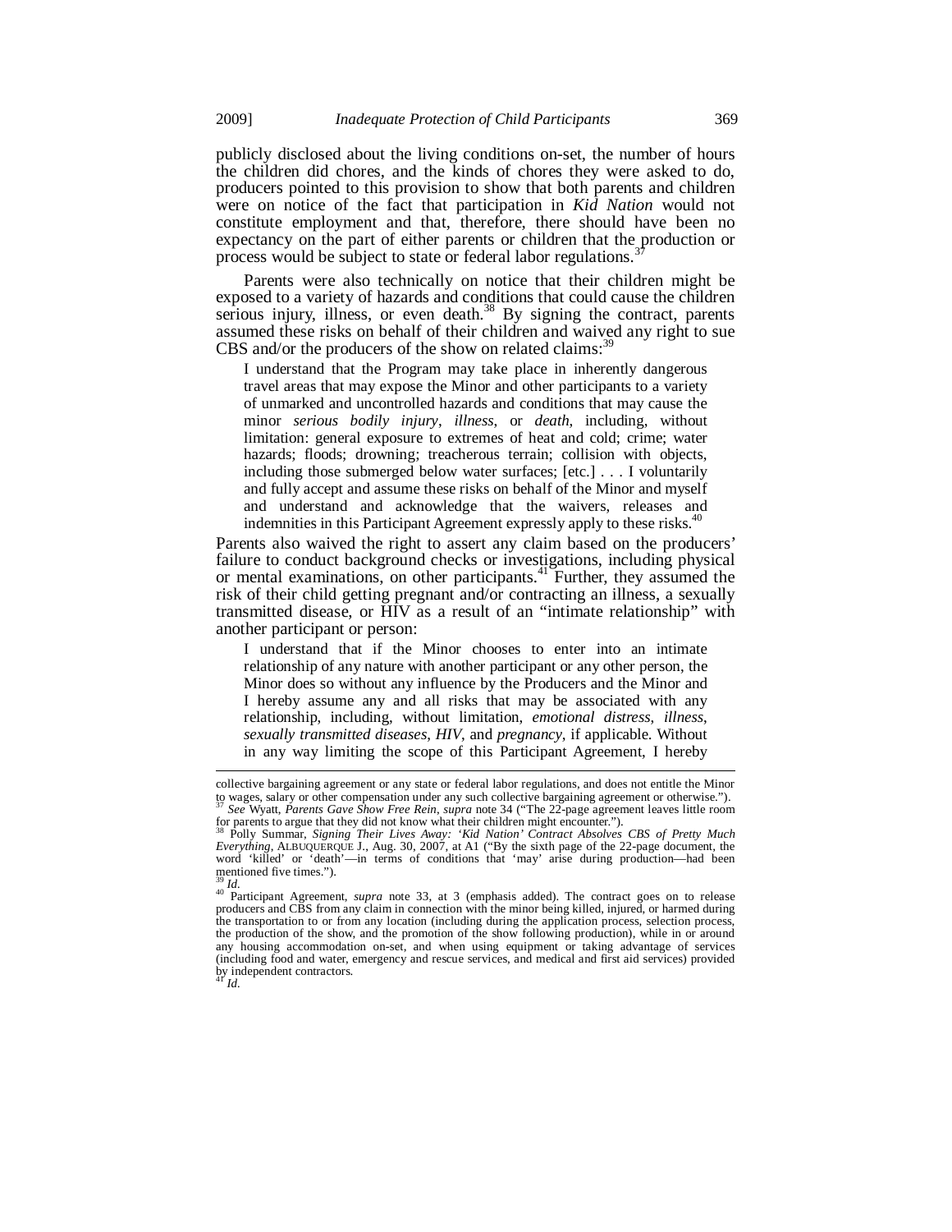publicly disclosed about the living conditions on-set, the number of hours the children did chores, and the kinds of chores they were asked to do, producers pointed to this provision to show that both parents and children were on notice of the fact that participation in *Kid Nation* would not constitute employment and that, therefore, there should have been no expectancy on the part of either parents or children that the production or process would be subject to state or federal labor regulations.[37]

Parents were also technically on notice that their children might be exposed to a variety of hazards and conditions that could cause the children serious injury, illness, or even death.[38] By signing the contract, parents assumed these risks on behalf of their children and waived any right to sue CBS and/or the producers of the show on related claims:[39]

> I understand that the Program may take place in inherently dangerous travel areas that may expose the Minor and other participants to a variety of unmarked and uncontrolled hazards and conditions that may cause the minor *serious bodily injury*, *illness*, or *death*, including, without limitation: general exposure to extremes of heat and cold; crime; water hazards; floods; drowning; treacherous terrain; collision with objects, including those submerged below water surfaces; [etc.] . . . I voluntarily and fully accept and assume these risks on behalf of the Minor and myself and understand and acknowledge that the waivers, releases and indemnities in this Participant Agreement expressly apply to these risks.[40]

Parents also waived the right to assert any claim based on the producers' failure to conduct background checks or investigations, including physical or mental examinations, on other participants.[41] Further, they assumed the risk of their child getting pregnant and/or contracting an illness, a sexually transmitted disease, or HIV as a result of an "intimate relationship" with another participant or person:

> I understand that if the Minor chooses to enter into an intimate relationship of any nature with another participant or any other person, the Minor does so without any influence by the Producers and the Minor and I hereby assume any and all risks that may be associated with any relationship, including, without limitation, *emotional distress*, *illness*, *sexually transmitted diseases*, *HIV*, and *pregnancy*, if applicable. Without in any way limiting the scope of this Participant Agreement, I hereby

---

collective bargaining agreement or any state or federal labor regulations, and does not entitle the Minor to wages, salary or other compensation under any such collective bargaining agreement or otherwise.").

[37] *See* Wyatt, *Parents Gave Show Free Rein*, *supra* note 34 ("The 22-page agreement leaves little room for parents to argue that they did not know what their children might encounter.").

[38] Polly Summar, *Signing Their Lives Away: 'Kid Nation' Contract Absolves CBS of Pretty Much Everything*, ALBUQUERQUE J., Aug. 30, 2007, at A1 ("By the sixth page of the 22-page document, the word 'killed' or 'death'—in terms of conditions that 'may' arise during production—had been mentioned five times.").

[39] *Id.*

[40] Participant Agreement, *supra* note 33, at 3 (emphasis added). The contract goes on to release producers and CBS from any claim in connection with the minor being killed, injured, or harmed during the transportation to or from any location (including during the application process, selection process, the production of the show, and the promotion of the show following production), while in or around any housing accommodation on-set, and when using equipment or taking advantage of services (including food and water, emergency and rescue services, and medical and first aid services) provided by independent contractors.

[41] *Id.*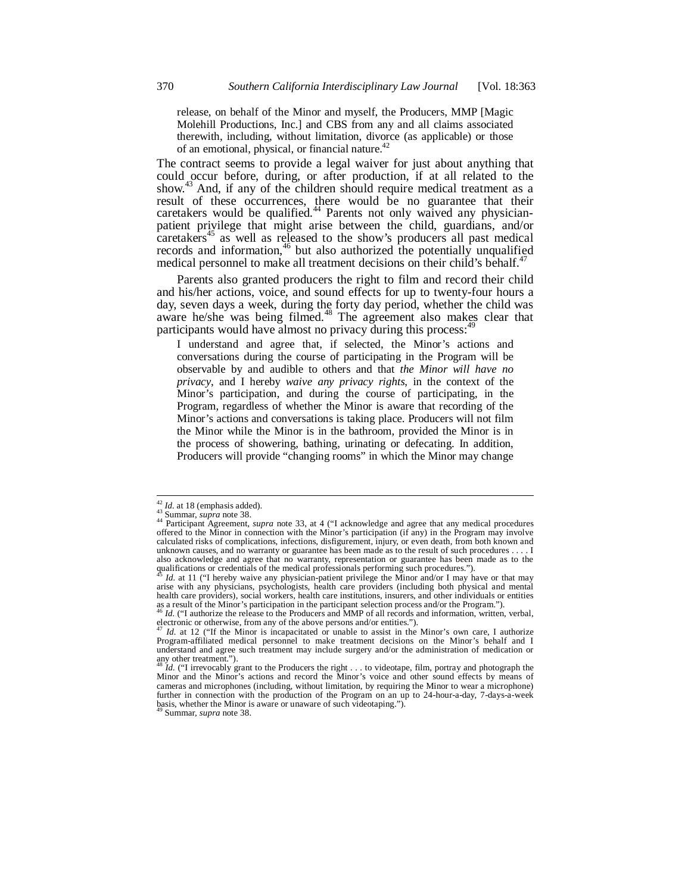> release, on behalf of the Minor and myself, the Producers, MMP [Magic Molehill Productions, Inc.] and CBS from any and all claims associated therewith, including, without limitation, divorce (as applicable) or those of an emotional, physical, or financial nature.[42]

The contract seems to provide a legal waiver for just about anything that could occur before, during, or after production, if at all related to the show.[43] And, if any of the children should require medical treatment as a result of these occurrences, there would be no guarantee that their caretakers would be qualified.[44] Parents not only waived any physician-patient privilege that might arise between the child, guardians, and/or caretakers[45] as well as released to the show's producers all past medical records and information,[46] but also authorized the potentially unqualified medical personnel to make all treatment decisions on their child's behalf.[47]

Parents also granted producers the right to film and record their child and his/her actions, voice, and sound effects for up to twenty-four hours a day, seven days a week, during the forty day period, whether the child was aware he/she was being filmed.[48] The agreement also makes clear that participants would have almost no privacy during this process:[49]

> I understand and agree that, if selected, the Minor's actions and conversations during the course of participating in the Program will be observable by and audible to others and that *the Minor will have no privacy*, and I hereby *waive any privacy rights*, in the context of the Minor's participation, and during the course of participating, in the Program, regardless of whether the Minor is aware that recording of the Minor's actions and conversations is taking place. Producers will not film the Minor while the Minor is in the bathroom, provided the Minor is in the process of showering, bathing, urinating or defecating. In addition, Producers will provide "changing rooms" in which the Minor may change

---

[42] *Id.* at 18 (emphasis added).

[43] Summar, *supra* note 38.

[44] Participant Agreement, *supra* note 33, at 4 ("I acknowledge and agree that any medical procedures offered to the Minor in connection with the Minor's participation (if any) in the Program may involve calculated risks of complications, infections, disfigurement, injury, or even death, from both known and unknown causes, and no warranty or guarantee has been made as to the result of such procedures . . . . I also acknowledge and agree that no warranty, representation or guarantee has been made as to the qualifications or credentials of the medical professionals performing such procedures.").

[45] *Id.* at 11 ("I hereby waive any physician-patient privilege the Minor and/or I may have or that may arise with any physicians, psychologists, health care providers (including both physical and mental health care providers), social workers, health care institutions, insurers, and other individuals or entities as a result of the Minor's participation in the participant selection process and/or the Program.").

[46] *Id.* ("I authorize the release to the Producers and MMP of all records and information, written, verbal, electronic or otherwise, from any of the above persons and/or entities.").

[47] *Id.* at 12 ("If the Minor is incapacitated or unable to assist in the Minor's own care, I authorize Program-affiliated medical personnel to make treatment decisions on the Minor's behalf and I understand and agree such treatment may include surgery and/or the administration of medication or any other treatment.").

[48] *Id.* ("I irrevocably grant to the Producers the right . . . to videotape, film, portray and photograph the Minor and the Minor's actions and record the Minor's voice and other sound effects by means of cameras and microphones (including, without limitation, by requiring the Minor to wear a microphone) further in connection with the production of the Program on an up to 24-hour-a-day, 7-days-a-week basis, whether the Minor is aware or unaware of such videotaping.").

[49] Summar, *supra* note 38.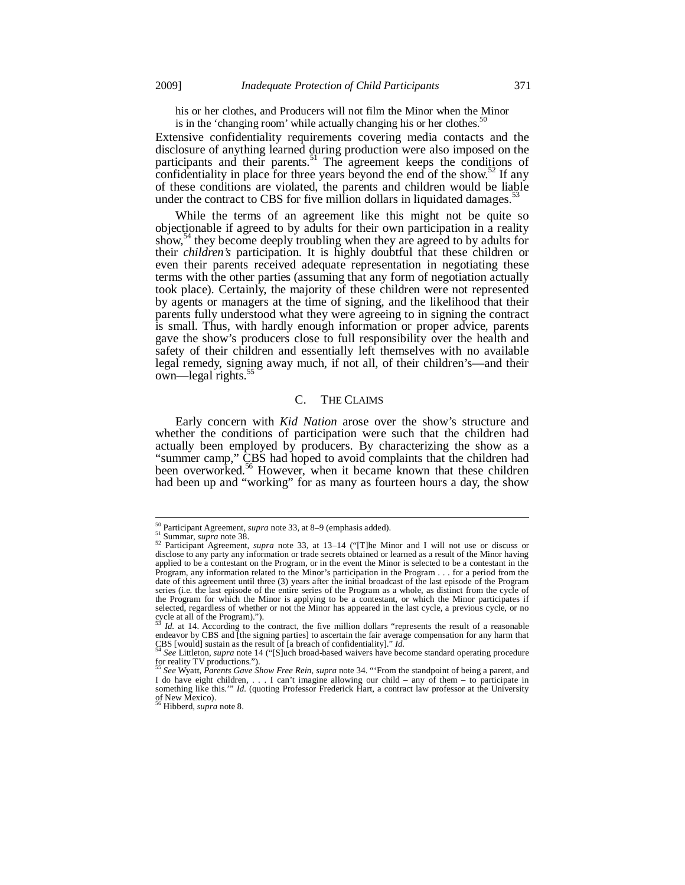his or her clothes, and Producers will not film the Minor when the Minor is in the 'changing room' while actually changing his or her clothes.[50]

Extensive confidentiality requirements covering media contacts and the disclosure of anything learned during production were also imposed on the participants and their parents.[51] The agreement keeps the conditions of confidentiality in place for three years beyond the end of the show.[52] If any of these conditions are violated, the parents and children would be liable under the contract to CBS for five million dollars in liquidated damages.[53]

While the terms of an agreement like this might not be quite so objectionable if agreed to by adults for their own participation in a reality show,[54] they become deeply troubling when they are agreed to by adults for their *children's* participation. It is highly doubtful that these children or even their parents received adequate representation in negotiating these terms with the other parties (assuming that any form of negotiation actually took place). Certainly, the majority of these children were not represented by agents or managers at the time of signing, and the likelihood that their parents fully understood what they were agreeing to in signing the contract is small. Thus, with hardly enough information or proper advice, parents gave the show's producers close to full responsibility over the health and safety of their children and essentially left themselves with no available legal remedy, signing away much, if not all, of their children's—and their own—legal rights.[55]

### C. THE CLAIMS

Early concern with *Kid Nation* arose over the show's structure and whether the conditions of participation were such that the children had actually been employed by producers. By characterizing the show as a "summer camp," CBS had hoped to avoid complaints that the children had been overworked.[56] However, when it became known that these children had been up and "working" for as many as fourteen hours a day, the show

---

[50] Participant Agreement, *supra* note 33, at 8–9 (emphasis added).

[51] Summar, *supra* note 38.

[52] Participant Agreement, *supra* note 33, at 13–14 ("[T]he Minor and I will not use or discuss or disclose to any party any information or trade secrets obtained or learned as a result of the Minor having applied to be a contestant on the Program, or in the event the Minor is selected to be a contestant in the Program, any information related to the Minor's participation in the Program . . . for a period from the date of this agreement until three (3) years after the initial broadcast of the last episode of the Program series (i.e. the last episode of the entire series of the Program as a whole, as distinct from the cycle of the Program for which the Minor is applying to be a contestant, or which the Minor participates if selected, regardless of whether or not the Minor has appeared in the last cycle, a previous cycle, or no cycle at all of the Program).").

[53] *Id.* at 14. According to the contract, the five million dollars "represents the result of a reasonable endeavor by CBS and [the signing parties] to ascertain the fair average compensation for any harm that CBS [would] sustain as the result of [a breach of confidentiality]." *Id.*

[54] *See* Littleton, *supra* note 14 ("[S]uch broad-based waivers have become standard operating procedure for reality TV productions.").

[55] *See* Wyatt, *Parents Gave Show Free Rein*, *supra* note 34. "'From the standpoint of being a parent, and I do have eight children, . . . I can't imagine allowing our child – any of them – to participate in something like this.'" *Id.* (quoting Professor Frederick Hart, a contract law professor at the University of New Mexico).

[56] Hibberd, *supra* note 8.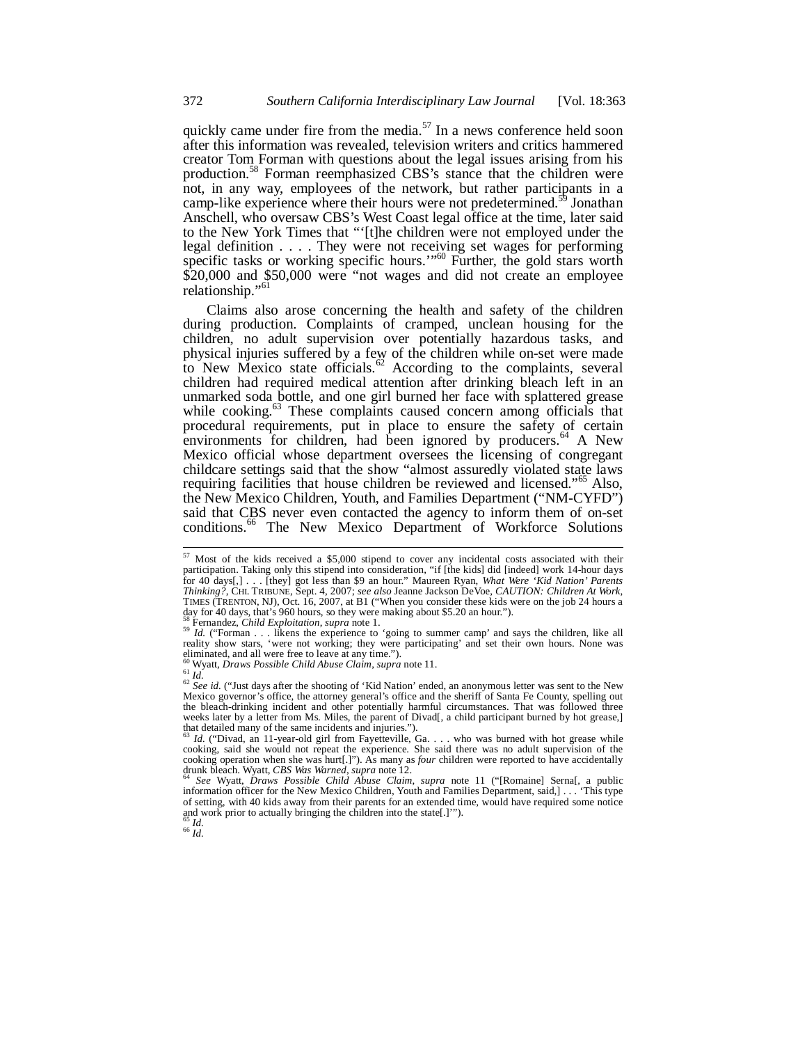quickly came under fire from the media.[57] In a news conference held soon after this information was revealed, television writers and critics hammered creator Tom Forman with questions about the legal issues arising from his production.[58] Forman reemphasized CBS's stance that the children were not, in any way, employees of the network, but rather participants in a camp-like experience where their hours were not predetermined.[59] Jonathan Anschell, who oversaw CBS's West Coast legal office at the time, later said to the New York Times that "'[t]he children were not employed under the legal definition . . . . They were not receiving set wages for performing specific tasks or working specific hours.'"[60] Further, the gold stars worth $20,000 and $50,000 were "not wages and did not create an employee relationship."[61]

Claims also arose concerning the health and safety of the children during production. Complaints of cramped, unclean housing for the children, no adult supervision over potentially hazardous tasks, and physical injuries suffered by a few of the children while on-set were made to New Mexico state officials.[62] According to the complaints, several children had required medical attention after drinking bleach left in an unmarked soda bottle, and one girl burned her face with splattered grease while cooking.[63] These complaints caused concern among officials that procedural requirements, put in place to ensure the safety of certain environments for children, had been ignored by producers.[64] A New Mexico official whose department oversees the licensing of congregant childcare settings said that the show "almost assuredly violated state laws requiring facilities that house children be reviewed and licensed."[65] Also, the New Mexico Children, Youth, and Families Department ("NM-CYFD") said that CBS never even contacted the agency to inform them of on-set conditions.[66] The New Mexico Department of Workforce Solutions

---

[57] Most of the kids received a $5,000 stipend to cover any incidental costs associated with their participation. Taking only this stipend into consideration, "if [the kids] did [indeed] work 14-hour days for 40 days[,] . . . [they] got less than $9 an hour." Maureen Ryan, *What Were 'Kid Nation' Parents Thinking?*, CHI. TRIBUNE, Sept. 4, 2007; *see also* Jeanne Jackson DeVoe, *CAUTION: Children At Work*, TIMES (TRENTON, NJ), Oct. 16, 2007, at B1 ("When you consider these kids were on the job 24 hours a day for 40 days, that's 960 hours, so they were making about $5.20 an hour.").

[58] Fernandez, *Child Exploitation*, *supra* note 1.

[59] *Id.* ("Forman . . . likens the experience to 'going to summer camp' and says the children, like all reality show stars, 'were not working; they were participating' and set their own hours. None was eliminated, and all were free to leave at any time.").

[60] Wyatt, *Draws Possible Child Abuse Claim*, *supra* note 11.

[61] *Id.*

[62] *See id.* ("Just days after the shooting of 'Kid Nation' ended, an anonymous letter was sent to the New Mexico governor's office, the attorney general's office and the sheriff of Santa Fe County, spelling out the bleach-drinking incident and other potentially harmful circumstances. That was followed three weeks later by a letter from Ms. Miles, the parent of Divad[, a child participant burned by hot grease,] that detailed many of the same incidents and injuries.").

[63] *Id.* ("Divad, an 11-year-old girl from Fayetteville, Ga. . . . who was burned with hot grease while cooking, said she would not repeat the experience. She said there was no adult supervision of the cooking operation when she was hurt[.]"). As many as *four* children were reported to have accidentally drunk bleach. Wyatt, *CBS Was Warned*, *supra* note 12.

[64] *See* Wyatt, *Draws Possible Child Abuse Claim*, *supra* note 11 ("[Romaine] Serna[, a public information officer for the New Mexico Children, Youth and Families Department, said,] . . . 'This type of setting, with 40 kids away from their parents for an extended time, would have required some notice and work prior to actually bringing the children into the state[.]'").

[65] *Id.*

[66] *Id.*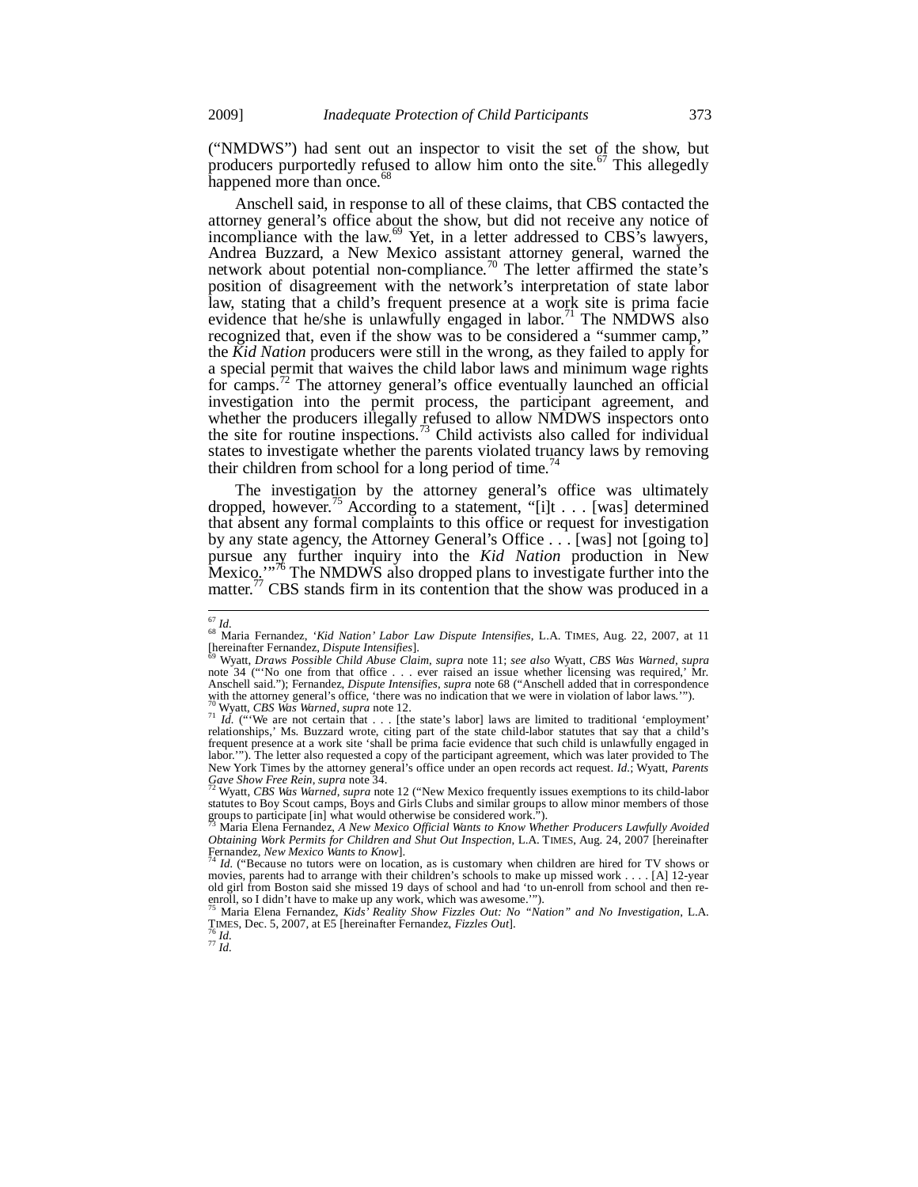("NMDWS") had sent out an inspector to visit the set of the show, but producers purportedly refused to allow him onto the site.[67] This allegedly happened more than once.[68]

Anschell said, in response to all of these claims, that CBS contacted the attorney general's office about the show, but did not receive any notice of incompliance with the law.[69] Yet, in a letter addressed to CBS's lawyers, Andrea Buzzard, a New Mexico assistant attorney general, warned the network about potential non-compliance.[70] The letter affirmed the state's position of disagreement with the network's interpretation of state labor law, stating that a child's frequent presence at a work site is prima facie evidence that he/she is unlawfully engaged in labor.[71] The NMDWS also recognized that, even if the show was to be considered a "summer camp," the *Kid Nation* producers were still in the wrong, as they failed to apply for a special permit that waives the child labor laws and minimum wage rights for camps.[72] The attorney general's office eventually launched an official investigation into the permit process, the participant agreement, and whether the producers illegally refused to allow NMDWS inspectors onto the site for routine inspections.[73] Child activists also called for individual states to investigate whether the parents violated truancy laws by removing their children from school for a long period of time.[74]

The investigation by the attorney general's office was ultimately dropped, however.[75] According to a statement, "[i]t . . . [was] determined that absent any formal complaints to this office or request for investigation by any state agency, the Attorney General's Office . . . [was] not [going to] pursue any further inquiry into the *Kid Nation* production in New Mexico.'"[76] The NMDWS also dropped plans to investigate further into the matter.[77] CBS stands firm in its contention that the show was produced in a

---

[67] *Id.*

[68] Maria Fernandez, *'Kid Nation' Labor Law Dispute Intensifies*, L.A. TIMES, Aug. 22, 2007, at 11 [hereinafter Fernandez, *Dispute Intensifies*].

[69] Wyatt, *Draws Possible Child Abuse Claim*, *supra* note 11; *see also* Wyatt, *CBS Was Warned*, *supra* note 34 ("'No one from that office . . . ever raised an issue whether licensing was required,' Mr. Anschell said."); Fernandez, *Dispute Intensifies*, *supra* note 68 ("Anschell added that in correspondence with the attorney general's office, 'there was no indication that we were in violation of labor laws.'").

[70] Wyatt, *CBS Was Warned*, *supra* note 12.

[71] *Id.* ("'We are not certain that . . . [the state's labor] laws are limited to traditional 'employment' relationships,' Ms. Buzzard wrote, citing part of the state child-labor statutes that say that a child's frequent presence at a work site 'shall be prima facie evidence that such child is unlawfully engaged in labor.'"). The letter also requested a copy of the participant agreement, which was later provided to The New York Times by the attorney general's office under an open records act request. *Id.*; Wyatt, *Parents Gave Show Free Rein*, *supra* note 34.

[72] Wyatt, *CBS Was Warned*, *supra* note 12 ("New Mexico frequently issues exemptions to its child-labor statutes to Boy Scout camps, Boys and Girls Clubs and similar groups to allow minor members of those groups to participate [in] what would otherwise be considered work.").

[73] Maria Elena Fernandez, *A New Mexico Official Wants to Know Whether Producers Lawfully Avoided Obtaining Work Permits for Children and Shut Out Inspection*, L.A. TIMES, Aug. 24, 2007 [hereinafter Fernandez, *New Mexico Wants to Know*].

[74] *Id.* ("Because no tutors were on location, as is customary when children are hired for TV shows or movies, parents had to arrange with their children's schools to make up missed work . . . . [A] 12-year old girl from Boston said she missed 19 days of school and had 'to un-enroll from school and then re-enroll, so I didn't have to make up any work, which was awesome.'").

[75] Maria Elena Fernandez, *Kids' Reality Show Fizzles Out: No "Nation" and No Investigation*, L.A. TIMES, Dec. 5, 2007, at E5 [hereinafter Fernandez, *Fizzles Out*].

[76] *Id.*

[77] *Id.*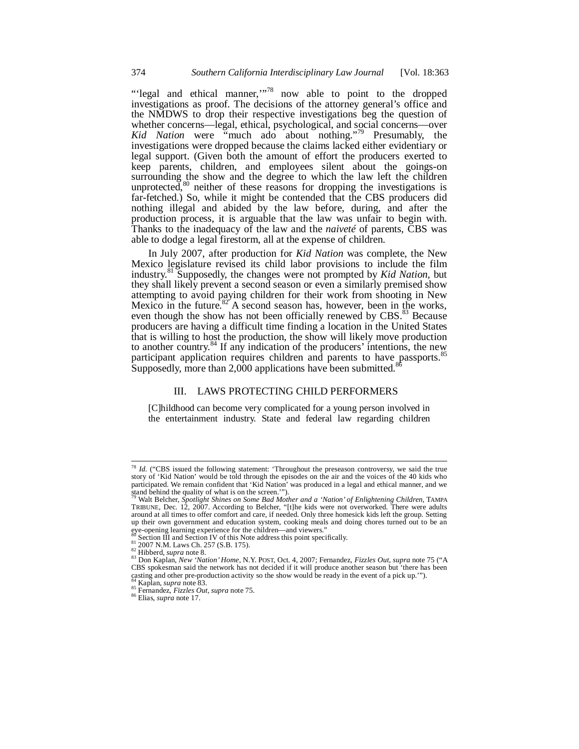"'legal and ethical manner,'"[78] now able to point to the dropped investigations as proof. The decisions of the attorney general's office and the NMDWS to drop their respective investigations beg the question of whether concerns—legal, ethical, psychological, and social concerns—over *Kid Nation* were "much ado about nothing."[79] Presumably, the investigations were dropped because the claims lacked either evidentiary or legal support. (Given both the amount of effort the producers exerted to keep parents, children, and employees silent about the goings-on surrounding the show and the degree to which the law left the children unprotected,[80] neither of these reasons for dropping the investigations is far-fetched.) So, while it might be contended that the CBS producers did nothing illegal and abided by the law before, during, and after the production process, it is arguable that the law was unfair to begin with. Thanks to the inadequacy of the law and the *naiveté* of parents, CBS was able to dodge a legal firestorm, all at the expense of children.

In July 2007, after production for *Kid Nation* was complete, the New Mexico legislature revised its child labor provisions to include the film industry.[81] Supposedly, the changes were not prompted by *Kid Nation*, but they shall likely prevent a second season or even a similarly premised show attempting to avoid paying children for their work from shooting in New Mexico in the future.[82] A second season has, however, been in the works, even though the show has not been officially renewed by CBS.[83] Because producers are having a difficult time finding a location in the United States that is willing to host the production, the show will likely move production to another country.[84] If any indication of the producers' intentions, the new participant application requires children and parents to have passports.[85] Supposedly, more than 2,000 applications have been submitted.[86]

## III. LAWS PROTECTING CHILD PERFORMERS

> [C]hildhood can become very complicated for a young person involved in the entertainment industry. State and federal law regarding children

---

[78] *Id.* ("CBS issued the following statement: 'Throughout the preseason controversy, we said the true story of 'Kid Nation' would be told through the episodes on the air and the voices of the 40 kids who participated. We remain confident that 'Kid Nation' was produced in a legal and ethical manner, and we stand behind the quality of what is on the screen.'").

[79] Walt Belcher, *Spotlight Shines on Some Bad Mother and a 'Nation' of Enlightening Children*, TAMPA TRIBUNE, Dec. 12, 2007. According to Belcher, "[t]he kids were not overworked. There were adults around at all times to offer comfort and care, if needed. Only three homesick kids left the group. Setting up their own government and education system, cooking meals and doing chores turned out to be an eye-opening learning experience for the children—and viewers."

[80] Section III and Section IV of this Note address this point specifically.

[81] 2007 N.M. Laws Ch. 257 (S.B. 175).

[82] Hibberd, *supra* note 8.

[83] Don Kaplan, *New 'Nation' Home*, N.Y. POST, Oct. 4, 2007; Fernandez, *Fizzles Out*, *supra* note 75 ("A CBS spokesman said the network has not decided if it will produce another season but 'there has been casting and other pre-production activity so the show would be ready in the event of a pick up.'").

[84] Kaplan, *supra* note 83.

[85] Fernandez, *Fizzles Out*, *supra* note 75.

[86] Elias, *supra* note 17.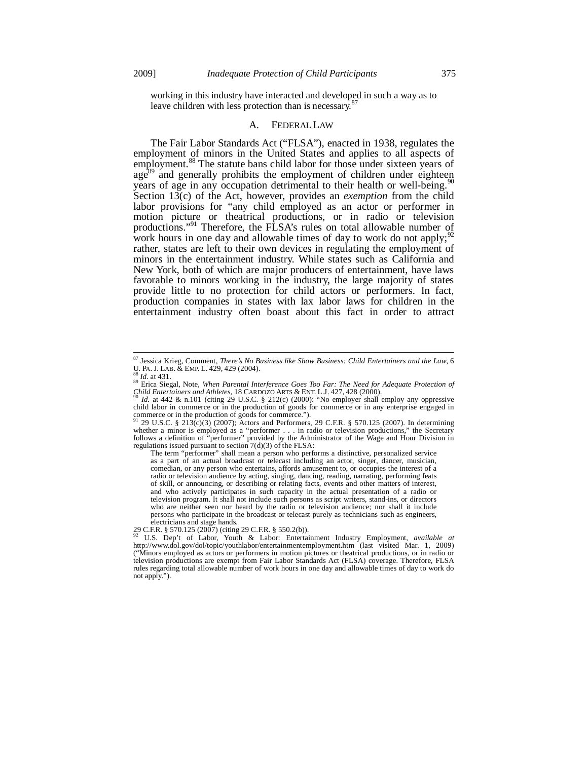working in this industry have interacted and developed in such a way as to leave children with less protection than is necessary.[87]

## A. FEDERAL LAW

The Fair Labor Standards Act ("FLSA"), enacted in 1938, regulates the employment of minors in the United States and applies to all aspects of employment.[88] The statute bans child labor for those under sixteen years of age[89] and generally prohibits the employment of children under eighteen years of age in any occupation detrimental to their health or well-being.[90] Section 13(c) of the Act, however, provides an *exemption* from the child labor provisions for "any child employed as an actor or performer in motion picture or theatrical productions, or in radio or television productions."[91] Therefore, the FLSA's rules on total allowable number of work hours in one day and allowable times of day to work do not apply;[92] rather, states are left to their own devices in regulating the employment of minors in the entertainment industry. While states such as California and New York, both of which are major producers of entertainment, have laws favorable to minors working in the industry, the large majority of states provide little to no protection for child actors or performers. In fact, production companies in states with lax labor laws for children in the entertainment industry often boast about this fact in order to attract

---

[87] Jessica Krieg, Comment, *There's No Business like Show Business: Child Entertainers and the Law*, 6 U. PA. J. LAB. & EMP. L. 429, 429 (2004).

[88] *Id.* at 431.

[89] Erica Siegal, Note, *When Parental Interference Goes Too Far: The Need for Adequate Protection of Child Entertainers and Athletes*, 18 CARDOZO ARTS & ENT. L.J. 427, 428 (2000).

[90] *Id.* at 442 & n.101 (citing 29 U.S.C. § 212(c) (2000): "No employer shall employ any oppressive child labor in commerce or in the production of goods for commerce or in any enterprise engaged in commerce or in the production of goods for commerce.").

[91] 29 U.S.C. § 213(c)(3) (2007); Actors and Performers, 29 C.F.R. § 570.125 (2007). In determining whether a minor is employed as a "performer . . . in radio or television productions," the Secretary follows a definition of "performer" provided by the Administrator of the Wage and Hour Division in regulations issued pursuant to section 7(d)(3) of the FLSA:

> The term "performer" shall mean a person who performs a distinctive, personalized service as a part of an actual broadcast or telecast including an actor, singer, dancer, musician, comedian, or any person who entertains, affords amusement to, or occupies the interest of a radio or television audience by acting, singing, dancing, reading, narrating, performing feats of skill, or announcing, or describing or relating facts, events and other matters of interest, and who actively participates in such capacity in the actual presentation of a radio or television program. It shall not include such persons as script writers, stand-ins, or directors who are neither seen nor heard by the radio or television audience; nor shall it include persons who participate in the broadcast or telecast purely as technicians such as engineers, electricians and stage hands.

29 C.F.R. § 570.125 (2007) (citing 29 C.F.R. § 550.2(b)).

[92] U.S. Dep't of Labor, Youth & Labor: Entertainment Industry Employment, *available at* http://www.dol.gov/dol/topic/youthlabor/entertainmentemployment.htm (last visited Mar. 1, 2009) ("Minors employed as actors or performers in motion pictures or theatrical productions, or in radio or television productions are exempt from Fair Labor Standards Act (FLSA) coverage. Therefore, FLSA rules regarding total allowable number of work hours in one day and allowable times of day to work do not apply.").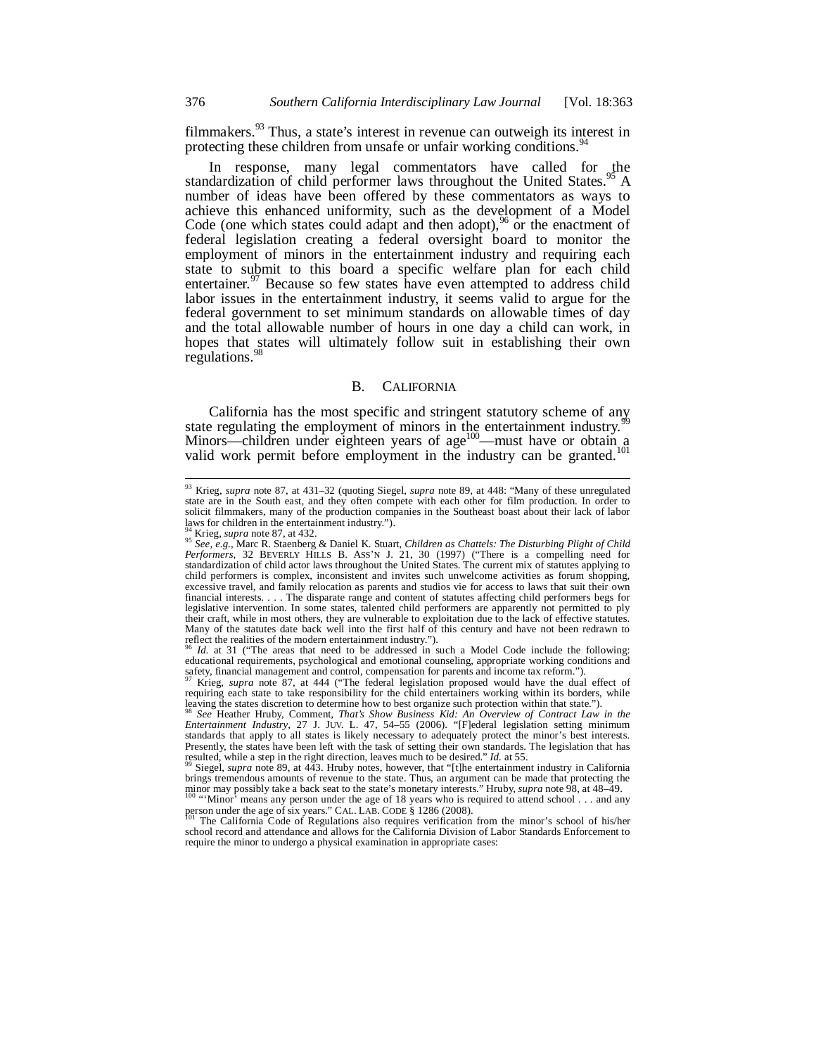filmmakers.[93] Thus, a state's interest in revenue can outweigh its interest in protecting these children from unsafe or unfair working conditions.[94]

In response, many legal commentators have called for the standardization of child performer laws throughout the United States.[95] A number of ideas have been offered by these commentators as ways to achieve this enhanced uniformity, such as the development of a Model Code (one which states could adapt and then adopt),[96] or the enactment of federal legislation creating a federal oversight board to monitor the employment of minors in the entertainment industry and requiring each state to submit to this board a specific welfare plan for each child entertainer.[97] Because so few states have even attempted to address child labor issues in the entertainment industry, it seems valid to argue for the federal government to set minimum standards on allowable times of day and the total allowable number of hours in one day a child can work, in hopes that states will ultimately follow suit in establishing their own regulations.[98]

## B. CALIFORNIA

California has the most specific and stringent statutory scheme of any state regulating the employment of minors in the entertainment industry.[99] Minors—children under eighteen years of age[100]—must have or obtain a valid work permit before employment in the industry can be granted.[101]

---

[93] Krieg, *supra* note 87, at 431–32 (quoting Siegel, *supra* note 89, at 448: "Many of these unregulated state are in the South east, and they often compete with each other for film production. In order to solicit filmmakers, many of the production companies in the Southeast boast about their lack of labor laws for children in the entertainment industry.").

[94] Krieg, *supra* note 87, at 432.

[95] *See, e.g.*, Marc R. Staenberg & Daniel K. Stuart, *Children as Chattels: The Disturbing Plight of Child Performers*, 32 BEVERLY HILLS B. ASS'N J. 21, 30 (1997) ("There is a compelling need for standardization of child actor laws throughout the United States. The current mix of statutes applying to child performers is complex, inconsistent and invites such unwelcome activities as forum shopping, excessive travel, and family relocation as parents and studios vie for access to laws that suit their own financial interests. . . . The disparate range and content of statutes affecting child performers begs for legislative intervention. In some states, talented child performers are apparently not permitted to ply their craft, while in most others, they are vulnerable to exploitation due to the lack of effective statutes. Many of the statutes date back well into the first half of this century and have not been redrawn to reflect the realities of the modern entertainment industry.").

[96] *Id.* at 31 ("The areas that need to be addressed in such a Model Code include the following: educational requirements, psychological and emotional counseling, appropriate working conditions and safety, financial management and control, compensation for parents and income tax reform.").

[97] Krieg, *supra* note 87, at 444 ("The federal legislation proposed would have the dual effect of requiring each state to take responsibility for the child entertainers working within its borders, while leaving the states discretion to determine how to best organize such protection within that state.").

[98] *See* Heather Hruby, Comment, *That's Show Business Kid: An Overview of Contract Law in the Entertainment Industry*, 27 J. JUV. L. 47, 54–55 (2006). "[F]ederal legislation setting minimum standards that apply to all states is likely necessary to adequately protect the minor's best interests. Presently, the states have been left with the task of setting their own standards. The legislation that has resulted, while a step in the right direction, leaves much to be desired." *Id.* at 55.

[99] Siegel, *supra* note 89, at 443. Hruby notes, however, that "[t]he entertainment industry in California brings tremendous amounts of revenue to the state. Thus, an argument can be made that protecting the minor may possibly take a back seat to the state's monetary interests." Hruby, *supra* note 98, at 48–49.

[100] "'Minor' means any person under the age of 18 years who is required to attend school . . . and any person under the age of six years." CAL. LAB. CODE § 1286 (2008).

[101] The California Code of Regulations also requires verification from the minor's school of his/her school record and attendance and allows for the California Division of Labor Standards Enforcement to require the minor to undergo a physical examination in appropriate cases: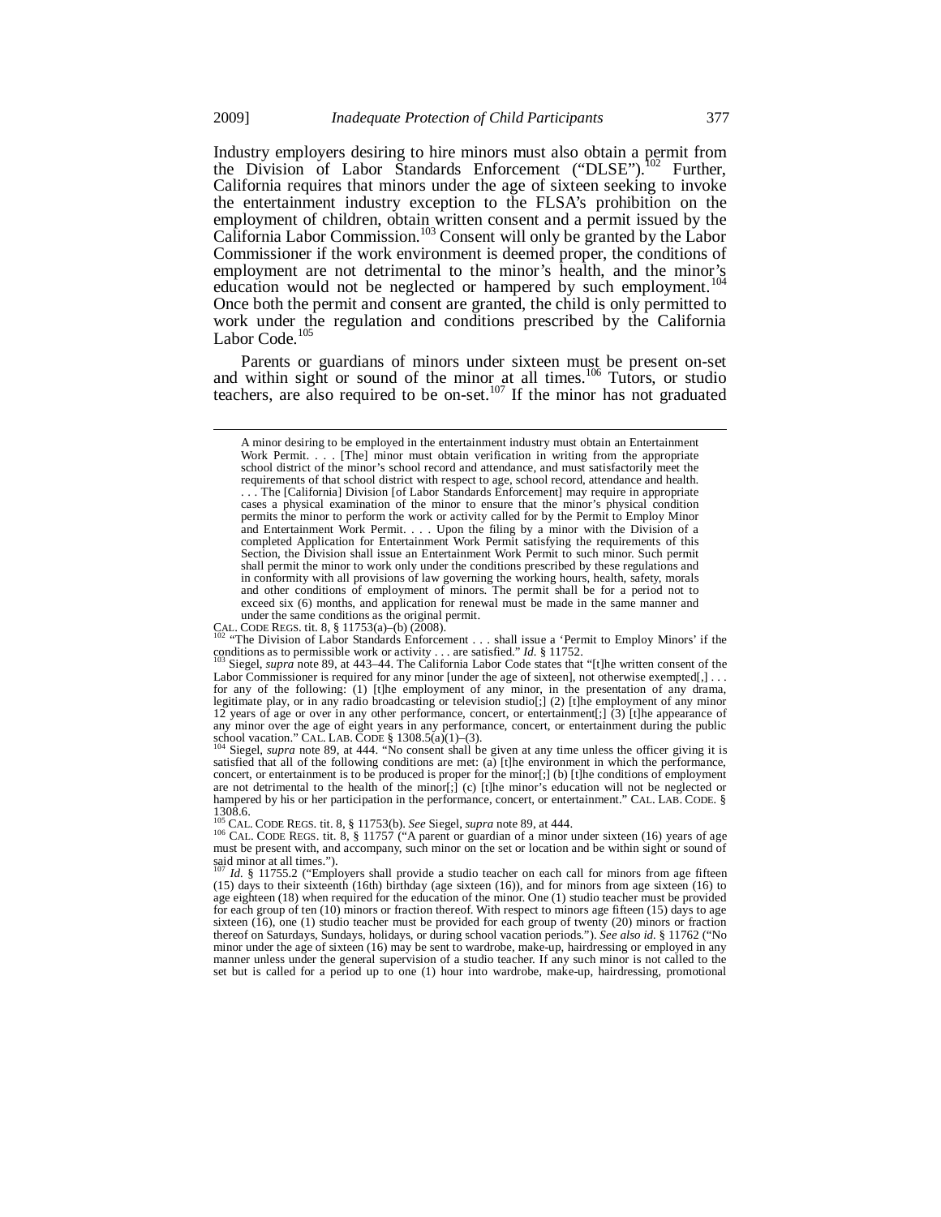Industry employers desiring to hire minors must also obtain a permit from the Division of Labor Standards Enforcement ("DLSE").[102] Further, California requires that minors under the age of sixteen seeking to invoke the entertainment industry exception to the FLSA's prohibition on the employment of children, obtain written consent and a permit issued by the California Labor Commission.[103] Consent will only be granted by the Labor Commissioner if the work environment is deemed proper, the conditions of employment are not detrimental to the minor's health, and the minor's education would not be neglected or hampered by such employment.[104] Once both the permit and consent are granted, the child is only permitted to work under the regulation and conditions prescribed by the California Labor Code.[105]

Parents or guardians of minors under sixteen must be present on-set and within sight or sound of the minor at all times.[106] Tutors, or studio teachers, are also required to be on-set.[107] If the minor has not graduated

---

> A minor desiring to be employed in the entertainment industry must obtain an Entertainment Work Permit. . . . [The] minor must obtain verification in writing from the appropriate school district of the minor's school record and attendance, and must satisfactorily meet the requirements of that school district with respect to age, school record, attendance and health. . . . The [California] Division [of Labor Standards Enforcement] may require in appropriate cases a physical examination of the minor to ensure that the minor's physical condition permits the minor to perform the work or activity called for by the Permit to Employ Minor and Entertainment Work Permit. . . . Upon the filing by a minor with the Division of a completed Application for Entertainment Work Permit satisfying the requirements of this Section, the Division shall issue an Entertainment Work Permit to such minor. Such permit shall permit the minor to work only under the conditions prescribed by these regulations and in conformity with all provisions of law governing the working hours, health, safety, morals and other conditions of employment of minors. The permit shall be for a period not to exceed six (6) months, and application for renewal must be made in the same manner and under the same conditions as the original permit.

CAL. CODE REGS. tit. 8, § 11753(a)–(b) (2008).

[102] "The Division of Labor Standards Enforcement . . . shall issue a 'Permit to Employ Minors' if the conditions as to permissible work or activity . . . are satisfied." *Id.* § 11752.

[103] Siegel, *supra* note 89, at 443–44. The California Labor Code states that "[t]he written consent of the Labor Commissioner is required for any minor [under the age of sixteen], not otherwise exempted[,] . . . for any of the following: (1) [t]he employment of any minor, in the presentation of any drama, legitimate play, or in any radio broadcasting or television studio[;] (2) [t]he employment of any minor 12 years of age or over in any other performance, concert, or entertainment[;] (3) [t]he appearance of any minor over the age of eight years in any performance, concert, or entertainment during the public school vacation." CAL. LAB. CODE § 1308.5(a)(1)–(3).

[104] Siegel, *supra* note 89, at 444. "No consent shall be given at any time unless the officer giving it is satisfied that all of the following conditions are met: (a) [t]he environment in which the performance, concert, or entertainment is to be produced is proper for the minor[;] (b) [t]he conditions of employment are not detrimental to the health of the minor[;] (c) [t]he minor's education will not be neglected or hampered by his or her participation in the performance, concert, or entertainment." CAL. LAB. CODE. § 1308.6.

[105] CAL. CODE REGS. tit. 8, § 11753(b). *See* Siegel, *supra* note 89, at 444.

[106] CAL. CODE REGS. tit. 8, § 11757 ("A parent or guardian of a minor under sixteen (16) years of age must be present with, and accompany, such minor on the set or location and be within sight or sound of said minor at all times.").

[107] *Id.* § 11755.2 ("Employers shall provide a studio teacher on each call for minors from age fifteen (15) days to their sixteenth (16th) birthday (age sixteen (16)), and for minors from age sixteen (16) to age eighteen (18) when required for the education of the minor. One (1) studio teacher must be provided for each group of ten (10) minors or fraction thereof. With respect to minors age fifteen (15) days to age sixteen (16), one (1) studio teacher must be provided for each group of twenty (20) minors or fraction thereof on Saturdays, Sundays, holidays, or during school vacation periods."). *See also id.* § 11762 ("No minor under the age of sixteen (16) may be sent to wardrobe, make-up, hairdressing or employed in any manner unless under the general supervision of a studio teacher. If any such minor is not called to the set but is called for a period up to one (1) hour into wardrobe, make-up, hairdressing, promotional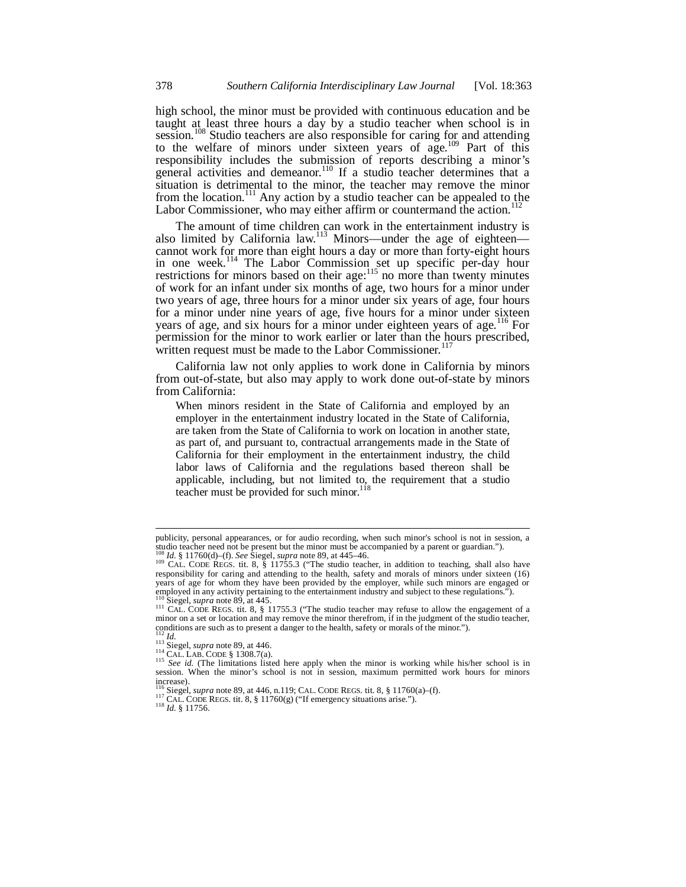high school, the minor must be provided with continuous education and be taught at least three hours a day by a studio teacher when school is in session.[108] Studio teachers are also responsible for caring for and attending to the welfare of minors under sixteen years of age.[109] Part of this responsibility includes the submission of reports describing a minor's general activities and demeanor.[110] If a studio teacher determines that a situation is detrimental to the minor, the teacher may remove the minor from the location.[111] Any action by a studio teacher can be appealed to the Labor Commissioner, who may either affirm or countermand the action.[112]

The amount of time children can work in the entertainment industry is also limited by California law.[113] Minors—under the age of eighteen—cannot work for more than eight hours a day or more than forty-eight hours in one week.[114] The Labor Commission set up specific per-day hour restrictions for minors based on their age:[115] no more than twenty minutes of work for an infant under six months of age, two hours for a minor under two years of age, three hours for a minor under six years of age, four hours for a minor under nine years of age, five hours for a minor under sixteen years of age, and six hours for a minor under eighteen years of age.[116] For permission for the minor to work earlier or later than the hours prescribed, written request must be made to the Labor Commissioner.[117]

California law not only applies to work done in California by minors from out-of-state, but also may apply to work done out-of-state by minors from California:

> When minors resident in the State of California and employed by an employer in the entertainment industry located in the State of California, are taken from the State of California to work on location in another state, as part of, and pursuant to, contractual arrangements made in the State of California for their employment in the entertainment industry, the child labor laws of California and the regulations based thereon shall be applicable, including, but not limited to, the requirement that a studio teacher must be provided for such minor.[118]

---

publicity, personal appearances, or for audio recording, when such minor's school is not in session, a studio teacher need not be present but the minor must be accompanied by a parent or guardian.").

[108] *Id.* § 11760(d)–(f). *See* Siegel, *supra* note 89, at 445–46.

[109] CAL. CODE REGS. tit. 8, § 11755.3 ("The studio teacher, in addition to teaching, shall also have responsibility for caring and attending to the health, safety and morals of minors under sixteen (16) years of age for whom they have been provided by the employer, while such minors are engaged or employed in any activity pertaining to the entertainment industry and subject to these regulations.").

[110] Siegel, *supra* note 89, at 445.

[111] CAL. CODE REGS. tit. 8, § 11755.3 ("The studio teacher may refuse to allow the engagement of a minor on a set or location and may remove the minor therefrom, if in the judgment of the studio teacher, conditions are such as to present a danger to the health, safety or morals of the minor.").

[112] *Id.*

[113] Siegel, *supra* note 89, at 446.

[114] CAL. LAB. CODE § 1308.7(a).

[115] *See id.* (The limitations listed here apply when the minor is working while his/her school is in session. When the minor's school is not in session, maximum permitted work hours for minors increase).

[116] Siegel, *supra* note 89, at 446, n.119; CAL. CODE REGS. tit. 8, § 11760(a)–(f).

[117] CAL. CODE REGS. tit. 8, § 11760(g) ("If emergency situations arise.").

[118] *Id.* § 11756.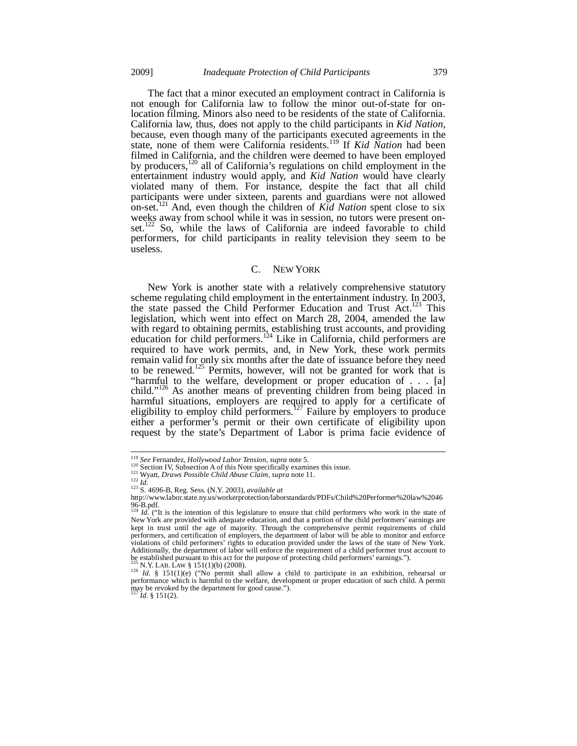The fact that a minor executed an employment contract in California is not enough for California law to follow the minor out-of-state for on-location filming. Minors also need to be residents of the state of California. California law, thus, does not apply to the child participants in *Kid Nation*, because, even though many of the participants executed agreements in the state, none of them were California residents.[119] If *Kid Nation* had been filmed in California, and the children were deemed to have been employed by producers,[120] all of California's regulations on child employment in the entertainment industry would apply, and *Kid Nation* would have clearly violated many of them. For instance, despite the fact that all child participants were under sixteen, parents and guardians were not allowed on-set.[121] And, even though the children of *Kid Nation* spent close to six weeks away from school while it was in session, no tutors were present on-set.[122] So, while the laws of California are indeed favorable to child performers, for child participants in reality television they seem to be useless.

## C. NEW YORK

New York is another state with a relatively comprehensive statutory scheme regulating child employment in the entertainment industry. In 2003, the state passed the Child Performer Education and Trust Act.[123] This legislation, which went into effect on March 28, 2004, amended the law with regard to obtaining permits, establishing trust accounts, and providing education for child performers.[124] Like in California, child performers are required to have work permits, and, in New York, these work permits remain valid for only six months after the date of issuance before they need to be renewed.[125] Permits, however, will not be granted for work that is "harmful to the welfare, development or proper education of . . . [a] child."[126] As another means of preventing children from being placed in harmful situations, employers are required to apply for a certificate of eligibility to employ child performers.[127] Failure by employers to produce either a performer's permit or their own certificate of eligibility upon request by the state's Department of Labor is prima facie evidence of

---

[119] *See* Fernandez, *Hollywood Labor Tension*, *supra* note 5.

[120] Section IV, Subsection A of this Note specifically examines this issue.

[121] Wyatt, *Draws Possible Child Abuse Claim*, *supra* note 11.

[122] *Id.*

[123] S. 4696-B, Reg. Sess. (N.Y. 2003), *available at* http://www.labor.state.ny.us/workerprotection/laborstandards/PDFs/Child%20Performer%20law%204696-B.pdf.

[124] *Id.* ("It is the intention of this legislature to ensure that child performers who work in the state of New York are provided with adequate education, and that a portion of the child performers' earnings are kept in trust until the age of majority. Through the comprehensive permit requirements of child performers, and certification of employers, the department of labor will be able to monitor and enforce violations of child performers' rights to education provided under the laws of the state of New York. Additionally, the department of labor will enforce the requirement of a child performer trust account to be established pursuant to this act for the purpose of protecting child performers' earnings.").

[125] N.Y. LAB. LAW § 151(1)(b) (2008).

[126] *Id.* § 151(1)(e) ("No permit shall allow a child to participate in an exhibition, rehearsal or performance which is harmful to the welfare, development or proper education of such child. A permit may be revoked by the department for good cause.").

[127] *Id.* § 151(2).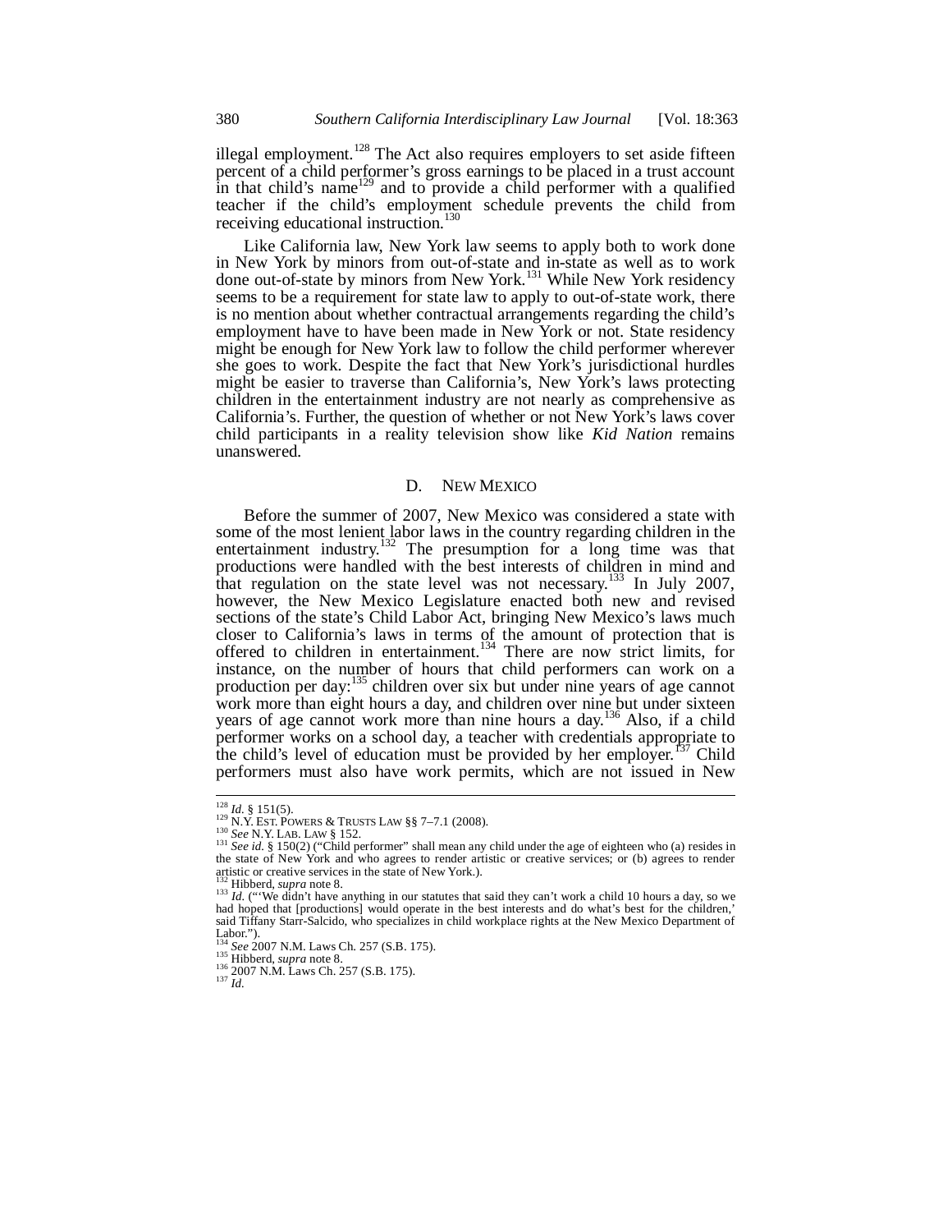illegal employment.[128] The Act also requires employers to set aside fifteen percent of a child performer's gross earnings to be placed in a trust account in that child's name[129] and to provide a child performer with a qualified teacher if the child's employment schedule prevents the child from receiving educational instruction.[130]

Like California law, New York law seems to apply both to work done in New York by minors from out-of-state and in-state as well as to work done out-of-state by minors from New York.[131] While New York residency seems to be a requirement for state law to apply to out-of-state work, there is no mention about whether contractual arrangements regarding the child's employment have to have been made in New York or not. State residency might be enough for New York law to follow the child performer wherever she goes to work. Despite the fact that New York's jurisdictional hurdles might be easier to traverse than California's, New York's laws protecting children in the entertainment industry are not nearly as comprehensive as California's. Further, the question of whether or not New York's laws cover child participants in a reality television show like *Kid Nation* remains unanswered.

### D. NEW MEXICO

Before the summer of 2007, New Mexico was considered a state with some of the most lenient labor laws in the country regarding children in the entertainment industry.[132] The presumption for a long time was that productions were handled with the best interests of children in mind and that regulation on the state level was not necessary.[133] In July 2007, however, the New Mexico Legislature enacted both new and revised sections of the state's Child Labor Act, bringing New Mexico's laws much closer to California's laws in terms of the amount of protection that is offered to children in entertainment.[134] There are now strict limits, for instance, on the number of hours that child performers can work on a production per day:[135] children over six but under nine years of age cannot work more than eight hours a day, and children over nine but under sixteen years of age cannot work more than nine hours a day.[136] Also, if a child performer works on a school day, a teacher with credentials appropriate to the child's level of education must be provided by her employer.[137] Child performers must also have work permits, which are not issued in New

---

[128] *Id.* § 151(5).
[129] N.Y. EST. POWERS & TRUSTS LAW §§ 7–7.1 (2008).
[130] *See* N.Y. LAB. LAW § 152.
[131] *See id.* § 150(2) ("Child performer" shall mean any child under the age of eighteen who (a) resides in the state of New York and who agrees to render artistic or creative services; or (b) agrees to render artistic or creative services in the state of New York.).
[132] Hibberd, *supra* note 8.
[133] *Id.* ("'We didn't have anything in our statutes that said they can't work a child 10 hours a day, so we had hoped that [productions] would operate in the best interests and do what's best for the children,' said Tiffany Starr-Salcido, who specializes in child workplace rights at the New Mexico Department of Labor.").
[134] *See* 2007 N.M. Laws Ch. 257 (S.B. 175).
[135] Hibberd, *supra* note 8.
[136] 2007 N.M. Laws Ch. 257 (S.B. 175).
[137] *Id.*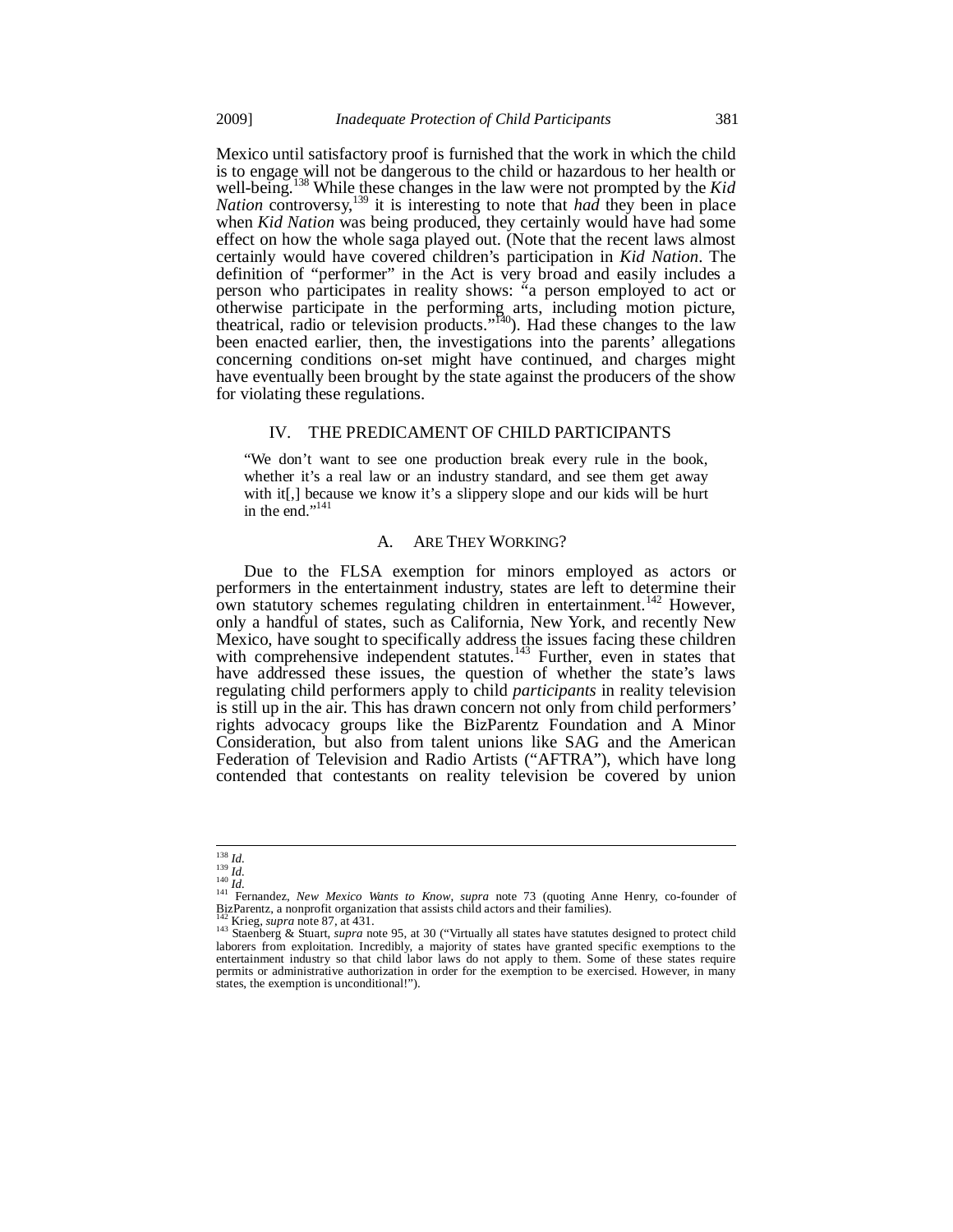Mexico until satisfactory proof is furnished that the work in which the child is to engage will not be dangerous to the child or hazardous to her health or well-being.[138] While these changes in the law were not prompted by the *Kid Nation* controversy,[139] it is interesting to note that *had* they been in place when *Kid Nation* was being produced, they certainly would have had some effect on how the whole saga played out. (Note that the recent laws almost certainly would have covered children's participation in *Kid Nation*. The definition of "performer" in the Act is very broad and easily includes a person who participates in reality shows: "a person employed to act or otherwise participate in the performing arts, including motion picture, theatrical, radio or television products."[140]). Had these changes to the law been enacted earlier, then, the investigations into the parents' allegations concerning conditions on-set might have continued, and charges might have eventually been brought by the state against the producers of the show for violating these regulations.

## IV. THE PREDICAMENT OF CHILD PARTICIPANTS

> "We don't want to see one production break every rule in the book, whether it's a real law or an industry standard, and see them get away with it[,] because we know it's a slippery slope and our kids will be hurt in the end."[141]

### A. ARE THEY WORKING?

Due to the FLSA exemption for minors employed as actors or performers in the entertainment industry, states are left to determine their own statutory schemes regulating children in entertainment.[142] However, only a handful of states, such as California, New York, and recently New Mexico, have sought to specifically address the issues facing these children with comprehensive independent statutes.[143] Further, even in states that have addressed these issues, the question of whether the state's laws regulating child performers apply to child *participants* in reality television is still up in the air. This has drawn concern not only from child performers' rights advocacy groups like the BizParentz Foundation and A Minor Consideration, but also from talent unions like SAG and the American Federation of Television and Radio Artists ("AFTRA"), which have long contended that contestants on reality television be covered by union

---

[138] *Id.*
[139] *Id.*
[140] *Id.*
[141] Fernandez, *New Mexico Wants to Know*, *supra* note 73 (quoting Anne Henry, co-founder of BizParentz, a nonprofit organization that assists child actors and their families).
[142] Krieg, *supra* note 87, at 431.
[143] Staenberg & Stuart, *supra* note 95, at 30 ("Virtually all states have statutes designed to protect child laborers from exploitation. Incredibly, a majority of states have granted specific exemptions to the entertainment industry so that child labor laws do not apply to them. Some of these states require permits or administrative authorization in order for the exemption to be exercised. However, in many states, the exemption is unconditional!").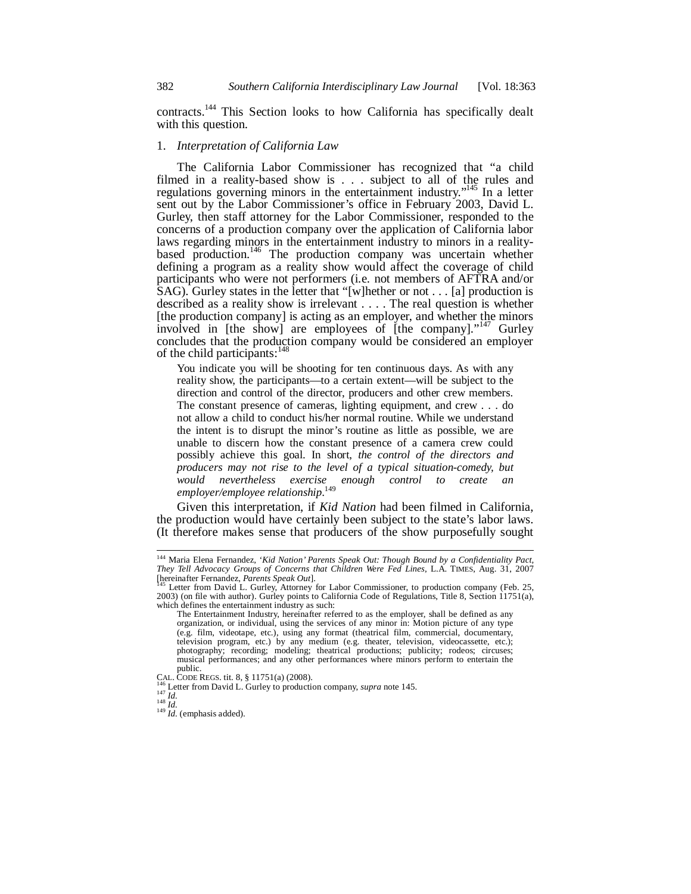contracts.[144] This Section looks to how California has specifically dealt with this question.

### 1. *Interpretation of California Law*

The California Labor Commissioner has recognized that "a child filmed in a reality-based show is . . . subject to all of the rules and regulations governing minors in the entertainment industry."[145] In a letter sent out by the Labor Commissioner's office in February 2003, David L. Gurley, then staff attorney for the Labor Commissioner, responded to the concerns of a production company over the application of California labor laws regarding minors in the entertainment industry to minors in a reality-based production.[146] The production company was uncertain whether defining a program as a reality show would affect the coverage of child participants who were not performers (i.e. not members of AFTRA and/or SAG). Gurley states in the letter that "[w]hether or not . . . [a] production is described as a reality show is irrelevant . . . . The real question is whether [the production company] is acting as an employer, and whether the minors involved in [the show] are employees of [the company]."[147] Gurley concludes that the production company would be considered an employer of the child participants:[148]

> You indicate you will be shooting for ten continuous days. As with any reality show, the participants—to a certain extent—will be subject to the direction and control of the director, producers and other crew members. The constant presence of cameras, lighting equipment, and crew . . . do not allow a child to conduct his/her normal routine. While we understand the intent is to disrupt the minor's routine as little as possible, we are unable to discern how the constant presence of a camera crew could possibly achieve this goal. In short, *the control of the directors and producers may not rise to the level of a typical situation-comedy, but would nevertheless exercise enough control to create an employer/employee relationship*.[149]

Given this interpretation, if *Kid Nation* had been filmed in California, the production would have certainly been subject to the state's labor laws. (It therefore makes sense that producers of the show purposefully sought

---

[144] Maria Elena Fernandez, *'Kid Nation' Parents Speak Out: Though Bound by a Confidentiality Pact, They Tell Advocacy Groups of Concerns that Children Were Fed Lines*, L.A. TIMES, Aug. 31, 2007 [hereinafter Fernandez, *Parents Speak Out*].

[145] Letter from David L. Gurley, Attorney for Labor Commissioner, to production company (Feb. 25, 2003) (on file with author). Gurley points to California Code of Regulations, Title 8, Section 11751(a), which defines the entertainment industry as such:

> The Entertainment Industry, hereinafter referred to as the employer, shall be defined as any organization, or individual, using the services of any minor in: Motion picture of any type (e.g. film, videotape, etc.), using any format (theatrical film, commercial, documentary, television program, etc.) by any medium (e.g. theater, television, videocassette, etc.); photography; recording; modeling; theatrical productions; publicity; rodeos; circuses; musical performances; and any other performances where minors perform to entertain the public.

CAL. CODE REGS. tit. 8, § 11751(a) (2008).

[146] Letter from David L. Gurley to production company, *supra* note 145.

[147] *Id.*

[148] *Id.*

[149] *Id.* (emphasis added).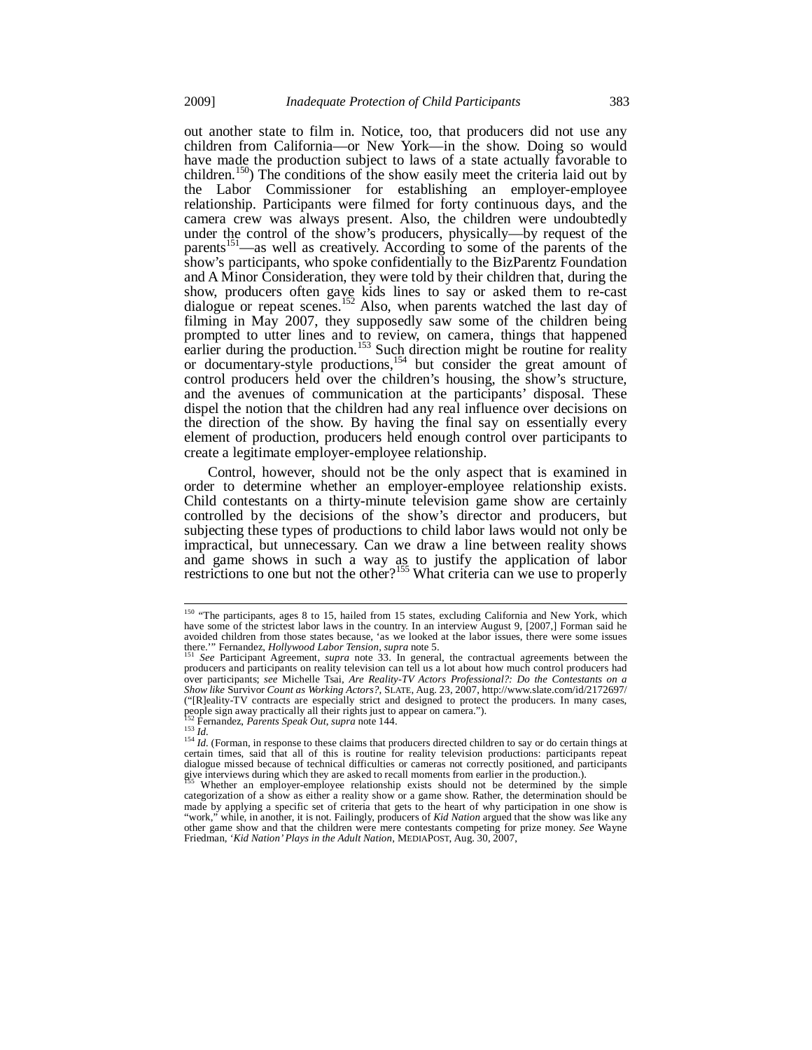out another state to film in. Notice, too, that producers did not use any children from California—or New York—in the show. Doing so would have made the production subject to laws of a state actually favorable to children.[150]) The conditions of the show easily meet the criteria laid out by the Labor Commissioner for establishing an employer-employee relationship. Participants were filmed for forty continuous days, and the camera crew was always present. Also, the children were undoubtedly under the control of the show's producers, physically—by request of the parents[151]—as well as creatively. According to some of the parents of the show's participants, who spoke confidentially to the BizParentz Foundation and A Minor Consideration, they were told by their children that, during the show, producers often gave kids lines to say or asked them to re-cast dialogue or repeat scenes.[152] Also, when parents watched the last day of filming in May 2007, they supposedly saw some of the children being prompted to utter lines and to review, on camera, things that happened earlier during the production.[153] Such direction might be routine for reality or documentary-style productions,[154] but consider the great amount of control producers held over the children's housing, the show's structure, and the avenues of communication at the participants' disposal. These dispel the notion that the children had any real influence over decisions on the direction of the show. By having the final say on essentially every element of production, producers held enough control over participants to create a legitimate employer-employee relationship.

Control, however, should not be the only aspect that is examined in order to determine whether an employer-employee relationship exists. Child contestants on a thirty-minute television game show are certainly controlled by the decisions of the show's director and producers, but subjecting these types of productions to child labor laws would not only be impractical, but unnecessary. Can we draw a line between reality shows and game shows in such a way as to justify the application of labor restrictions to one but not the other?[155] What criteria can we use to properly

---

[150] "The participants, ages 8 to 15, hailed from 15 states, excluding California and New York, which have some of the strictest labor laws in the country. In an interview August 9, [2007,] Forman said he avoided children from those states because, 'as we looked at the labor issues, there were some issues there.'" Fernandez, *Hollywood Labor Tension*, *supra* note 5.

[151] *See* Participant Agreement, *supra* note 33. In general, the contractual agreements between the producers and participants on reality television can tell us a lot about how much control producers had over participants; *see* Michelle Tsai, *Are Reality-TV Actors Professional?: Do the Contestants on a Show like* Survivor *Count as Working Actors?*, SLATE, Aug. 23, 2007, http://www.slate.com/id/2172697/ ("[R]eality-TV contracts are especially strict and designed to protect the producers. In many cases, people sign away practically all their rights just to appear on camera.").

[152] Fernandez, *Parents Speak Out*, *supra* note 144.

[153] *Id.*

[154] *Id.* (Forman, in response to these claims that producers directed children to say or do certain things at certain times, said that all of this is routine for reality television productions: participants repeat dialogue missed because of technical difficulties or cameras not correctly positioned, and participants give interviews during which they are asked to recall moments from earlier in the production.).

[155] Whether an employer-employee relationship exists should not be determined by the simple categorization of a show as either a reality show or a game show. Rather, the determination should be made by applying a specific set of criteria that gets to the heart of why participation in one show is "work," while, in another, it is not. Failingly, producers of *Kid Nation* argued that the show was like any other game show and that the children were mere contestants competing for prize money. *See* Wayne Friedman, *'Kid Nation' Plays in the Adult Nation*, MEDIAPOST, Aug. 30, 2007,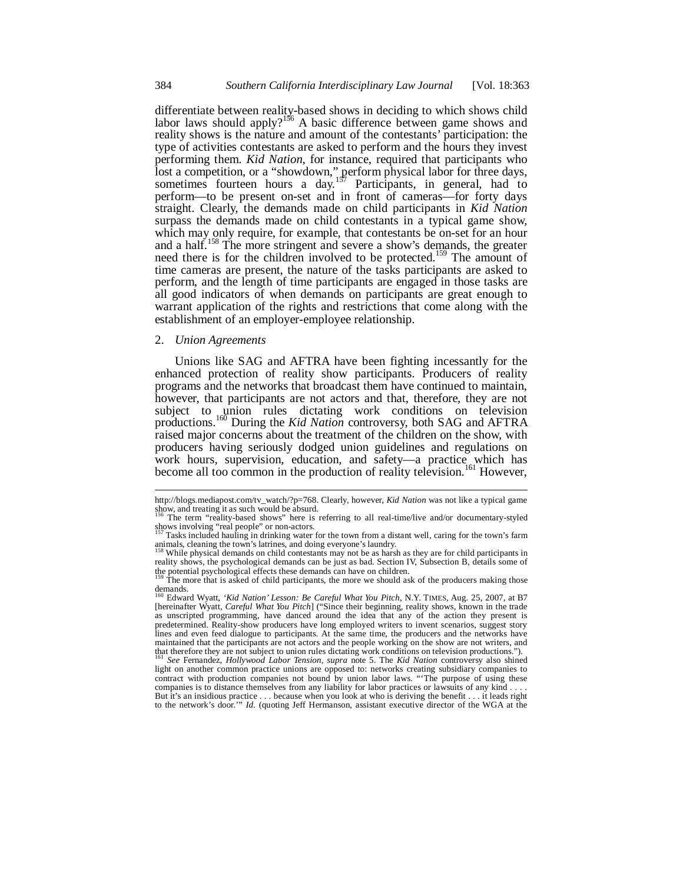differentiate between reality-based shows in deciding to which shows child labor laws should apply?[156] A basic difference between game shows and reality shows is the nature and amount of the contestants' participation: the type of activities contestants are asked to perform and the hours they invest performing them. *Kid Nation*, for instance, required that participants who lost a competition, or a "showdown," perform physical labor for three days, sometimes fourteen hours a day.[157] Participants, in general, had to perform—to be present on-set and in front of cameras—for forty days straight. Clearly, the demands made on child participants in *Kid Nation* surpass the demands made on child contestants in a typical game show, which may only require, for example, that contestants be on-set for an hour and a half.[158] The more stringent and severe a show's demands, the greater need there is for the children involved to be protected.[159] The amount of time cameras are present, the nature of the tasks participants are asked to perform, and the length of time participants are engaged in those tasks are all good indicators of when demands on participants are great enough to warrant application of the rights and restrictions that come along with the establishment of an employer-employee relationship.

2. *Union Agreements*

Unions like SAG and AFTRA have been fighting incessantly for the enhanced protection of reality show participants. Producers of reality programs and the networks that broadcast them have continued to maintain, however, that participants are not actors and that, therefore, they are not subject to union rules dictating work conditions on television productions.[160] During the *Kid Nation* controversy, both SAG and AFTRA raised major concerns about the treatment of the children on the show, with producers having seriously dodged union guidelines and regulations on work hours, supervision, education, and safety—a practice which has become all too common in the production of reality television.[161] However,

---

http://blogs.mediapost.com/tv_watch/?p=768. Clearly, however, *Kid Nation* was not like a typical game show, and treating it as such would be absurd.

[156] The term "reality-based shows" here is referring to all real-time/live and/or documentary-styled shows involving "real people" or non-actors.

[157] Tasks included hauling in drinking water for the town from a distant well, caring for the town's farm animals, cleaning the town's latrines, and doing everyone's laundry.

[158] While physical demands on child contestants may not be as harsh as they are for child participants in reality shows, the psychological demands can be just as bad. Section IV, Subsection B, details some of the potential psychological effects these demands can have on children.

[159] The more that is asked of child participants, the more we should ask of the producers making those demands.

[160] Edward Wyatt, *'Kid Nation' Lesson: Be Careful What You Pitch*, N.Y. TIMES, Aug. 25, 2007, at B7 [hereinafter Wyatt, *Careful What You Pitch*] ("Since their beginning, reality shows, known in the trade as unscripted programming, have danced around the idea that any of the action they present is predetermined. Reality-show producers have long employed writers to invent scenarios, suggest story lines and even feed dialogue to participants. At the same time, the producers and the networks have maintained that the participants are not actors and the people working on the show are not writers, and that therefore they are not subject to union rules dictating work conditions on television productions.").

[161] *See* Fernandez, *Hollywood Labor Tension*, *supra* note 5. The *Kid Nation* controversy also shined light on another common practice unions are opposed to: networks creating subsidiary companies to contract with production companies not bound by union labor laws. "'The purpose of using these companies is to distance themselves from any liability for labor practices or lawsuits of any kind . . . . But it's an insidious practice . . . because when you look at who is deriving the benefit . . . it leads right to the network's door.'" *Id.* (quoting Jeff Hermanson, assistant executive director of the WGA at the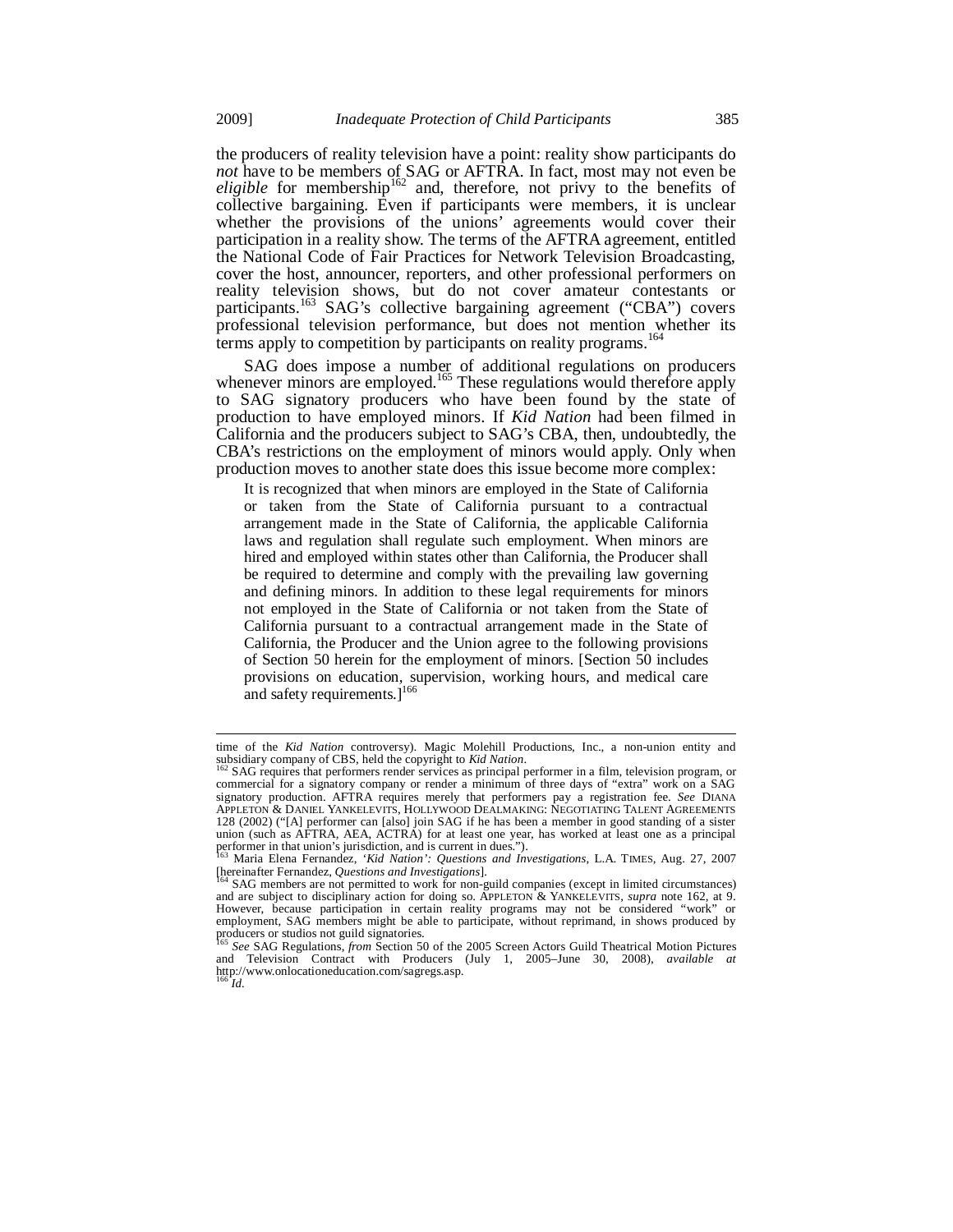the producers of reality television have a point: reality show participants do *not* have to be members of SAG or AFTRA. In fact, most may not even be *eligible* for membership[162] and, therefore, not privy to the benefits of collective bargaining. Even if participants were members, it is unclear whether the provisions of the unions' agreements would cover their participation in a reality show. The terms of the AFTRA agreement, entitled the National Code of Fair Practices for Network Television Broadcasting, cover the host, announcer, reporters, and other professional performers on reality television shows, but do not cover amateur contestants or participants.[163] SAG's collective bargaining agreement ("CBA") covers professional television performance, but does not mention whether its terms apply to competition by participants on reality programs.[164]

SAG does impose a number of additional regulations on producers whenever minors are employed.[165] These regulations would therefore apply to SAG signatory producers who have been found by the state of production to have employed minors. If *Kid Nation* had been filmed in California and the producers subject to SAG's CBA, then, undoubtedly, the CBA's restrictions on the employment of minors would apply. Only when production moves to another state does this issue become more complex:

> It is recognized that when minors are employed in the State of California or taken from the State of California pursuant to a contractual arrangement made in the State of California, the applicable California laws and regulation shall regulate such employment. When minors are hired and employed within states other than California, the Producer shall be required to determine and comply with the prevailing law governing and defining minors. In addition to these legal requirements for minors not employed in the State of California or not taken from the State of California pursuant to a contractual arrangement made in the State of California, the Producer and the Union agree to the following provisions of Section 50 herein for the employment of minors. [Section 50 includes provisions on education, supervision, working hours, and medical care and safety requirements.][166]

---

time of the *Kid Nation* controversy). Magic Molehill Productions, Inc., a non-union entity and subsidiary company of CBS, held the copyright to *Kid Nation*.

[162] SAG requires that performers render services as principal performer in a film, television program, or commercial for a signatory company or render a minimum of three days of "extra" work on a SAG signatory production. AFTRA requires merely that performers pay a registration fee. *See* DIANA APPLETON & DANIEL YANKELEVITS, HOLLYWOOD DEALMAKING: NEGOTIATING TALENT AGREEMENTS 128 (2002) ("[A] performer can [also] join SAG if he has been a member in good standing of a sister union (such as AFTRA, AEA, ACTRA) for at least one year, has worked at least one as a principal performer in that union's jurisdiction, and is current in dues.").

[163] Maria Elena Fernandez, *'Kid Nation': Questions and Investigations*, L.A. TIMES, Aug. 27, 2007 [hereinafter Fernandez, *Questions and Investigations*].

[164] SAG members are not permitted to work for non-guild companies (except in limited circumstances) and are subject to disciplinary action for doing so. APPLETON & YANKELEVITS, *supra* note 162, at 9. However, because participation in certain reality programs may not be considered "work" or employment, SAG members might be able to participate, without reprimand, in shows produced by producers or studios not guild signatories.

[165] *See* SAG Regulations, *from* Section 50 of the 2005 Screen Actors Guild Theatrical Motion Pictures and Television Contract with Producers (July 1, 2005–June 30, 2008), *available at* http://www.onlocationeducation.com/sagregs.asp.

[166] *Id.*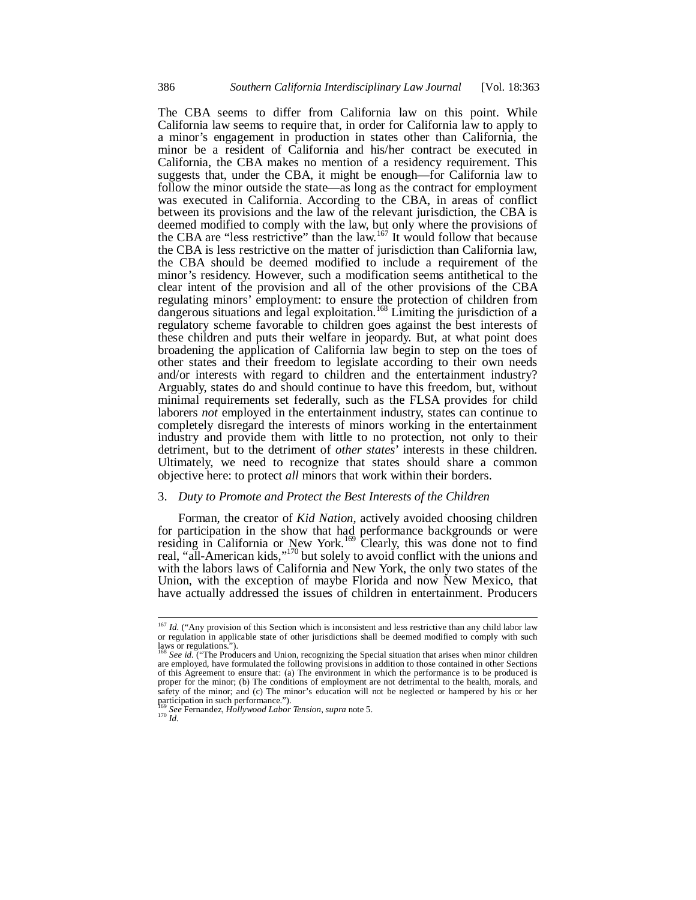The CBA seems to differ from California law on this point. While California law seems to require that, in order for California law to apply to a minor's engagement in production in states other than California, the minor be a resident of California and his/her contract be executed in California, the CBA makes no mention of a residency requirement. This suggests that, under the CBA, it might be enough—for California law to follow the minor outside the state—as long as the contract for employment was executed in California. According to the CBA, in areas of conflict between its provisions and the law of the relevant jurisdiction, the CBA is deemed modified to comply with the law, but only where the provisions of the CBA are "less restrictive" than the law.[167] It would follow that because the CBA is less restrictive on the matter of jurisdiction than California law, the CBA should be deemed modified to include a requirement of the minor's residency. However, such a modification seems antithetical to the clear intent of the provision and all of the other provisions of the CBA regulating minors' employment: to ensure the protection of children from dangerous situations and legal exploitation.[168] Limiting the jurisdiction of a regulatory scheme favorable to children goes against the best interests of these children and puts their welfare in jeopardy. But, at what point does broadening the application of California law begin to step on the toes of other states and their freedom to legislate according to their own needs and/or interests with regard to children and the entertainment industry? Arguably, states do and should continue to have this freedom, but, without minimal requirements set federally, such as the FLSA provides for child laborers *not* employed in the entertainment industry, states can continue to completely disregard the interests of minors working in the entertainment industry and provide them with little to no protection, not only to their detriment, but to the detriment of *other states*' interests in these children. Ultimately, we need to recognize that states should share a common objective here: to protect *all* minors that work within their borders.

### 3. *Duty to Promote and Protect the Best Interests of the Children*

Forman, the creator of *Kid Nation*, actively avoided choosing children for participation in the show that had performance backgrounds or were residing in California or New York.[169] Clearly, this was done not to find real, "all-American kids,"[170] but solely to avoid conflict with the unions and with the labors laws of California and New York, the only two states of the Union, with the exception of maybe Florida and now New Mexico, that have actually addressed the issues of children in entertainment. Producers

---

[167] *Id.* ("Any provision of this Section which is inconsistent and less restrictive than any child labor law or regulation in applicable state of other jurisdictions shall be deemed modified to comply with such laws or regulations.").

[168] *See id.* ("The Producers and Union, recognizing the Special situation that arises when minor children are employed, have formulated the following provisions in addition to those contained in other Sections of this Agreement to ensure that: (a) The environment in which the performance is to be produced is proper for the minor; (b) The conditions of employment are not detrimental to the health, morals, and safety of the minor; and (c) The minor's education will not be neglected or hampered by his or her participation in such performance.").

[169] *See* Fernandez, *Hollywood Labor Tension*, *supra* note 5.

[170] *Id.*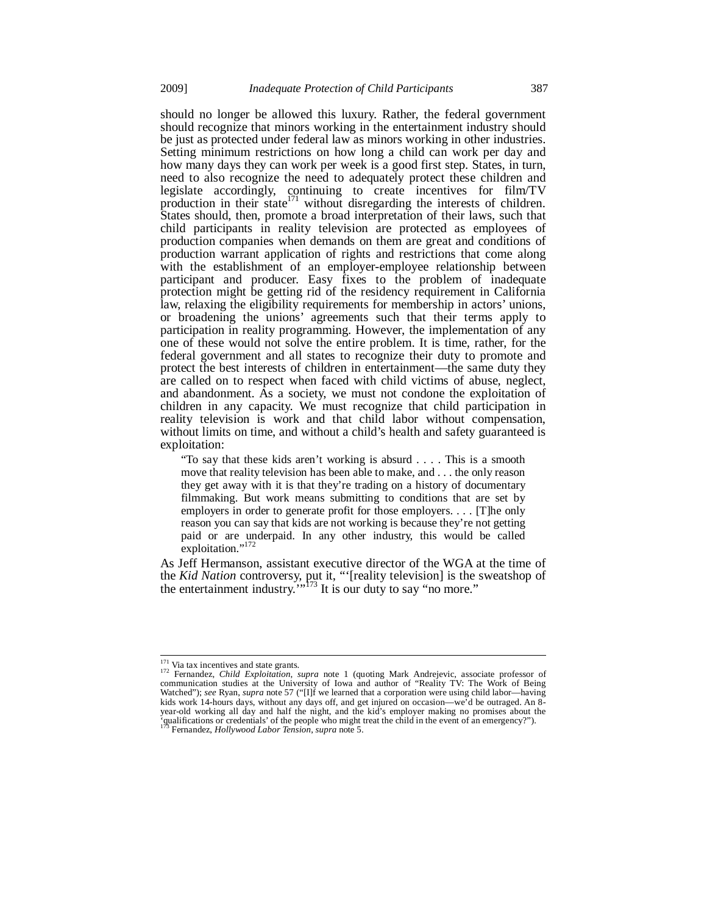should no longer be allowed this luxury. Rather, the federal government should recognize that minors working in the entertainment industry should be just as protected under federal law as minors working in other industries. Setting minimum restrictions on how long a child can work per day and how many days they can work per week is a good first step. States, in turn, need to also recognize the need to adequately protect these children and legislate accordingly, continuing to create incentives for film/TV production in their state[171] without disregarding the interests of children. States should, then, promote a broad interpretation of their laws, such that child participants in reality television are protected as employees of production companies when demands on them are great and conditions of production warrant application of rights and restrictions that come along with the establishment of an employer-employee relationship between participant and producer. Easy fixes to the problem of inadequate protection might be getting rid of the residency requirement in California law, relaxing the eligibility requirements for membership in actors' unions, or broadening the unions' agreements such that their terms apply to participation in reality programming. However, the implementation of any one of these would not solve the entire problem. It is time, rather, for the federal government and all states to recognize their duty to promote and protect the best interests of children in entertainment—the same duty they are called on to respect when faced with child victims of abuse, neglect, and abandonment. As a society, we must not condone the exploitation of children in any capacity. We must recognize that child participation in reality television is work and that child labor without compensation, without limits on time, and without a child's health and safety guaranteed is exploitation:

> "To say that these kids aren't working is absurd . . . . This is a smooth move that reality television has been able to make, and . . . the only reason they get away with it is that they're trading on a history of documentary filmmaking. But work means submitting to conditions that are set by employers in order to generate profit for those employers. . . . [T]he only reason you can say that kids are not working is because they're not getting paid or are underpaid. In any other industry, this would be called exploitation."[172]

As Jeff Hermanson, assistant executive director of the WGA at the time of the *Kid Nation* controversy, put it, "'[reality television] is the sweatshop of the entertainment industry.'"[173] It is our duty to say "no more."

---

[171] Via tax incentives and state grants.

[172] Fernandez, *Child Exploitation*, *supra* note 1 (quoting Mark Andrejevic, associate professor of communication studies at the University of Iowa and author of "Reality TV: The Work of Being Watched"); *see* Ryan, *supra* note 57 ("[I]f we learned that a corporation were using child labor—having kids work 14-hours days, without any days off, and get injured on occasion—we'd be outraged. An 8-year-old working all day and half the night, and the kid's employer making no promises about the 'qualifications or credentials' of the people who might treat the child in the event of an emergency?").

[173] Fernandez, *Hollywood Labor Tension*, *supra* note 5.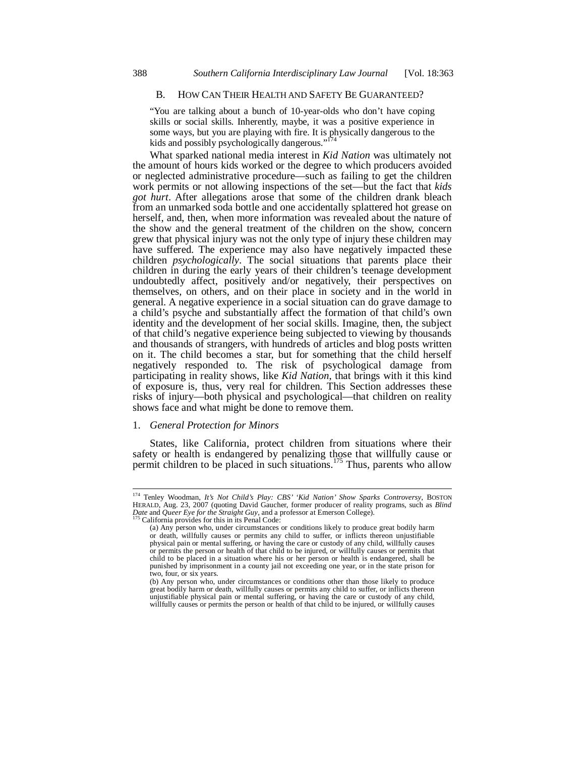### B. HOW CAN THEIR HEALTH AND SAFETY BE GUARANTEED?

> "You are talking about a bunch of 10-year-olds who don't have coping skills or social skills. Inherently, maybe, it was a positive experience in some ways, but you are playing with fire. It is physically dangerous to the kids and possibly psychologically dangerous."[174]

What sparked national media interest in *Kid Nation* was ultimately not the amount of hours kids worked or the degree to which producers avoided or neglected administrative procedure—such as failing to get the children work permits or not allowing inspections of the set—but the fact that *kids got hurt*. After allegations arose that some of the children drank bleach from an unmarked soda bottle and one accidentally splattered hot grease on herself, and, then, when more information was revealed about the nature of the show and the general treatment of the children on the show, concern grew that physical injury was not the only type of injury these children may have suffered. The experience may also have negatively impacted these children *psychologically*. The social situations that parents place their children in during the early years of their children's teenage development undoubtedly affect, positively and/or negatively, their perspectives on themselves, on others, and on their place in society and in the world in general. A negative experience in a social situation can do grave damage to a child's psyche and substantially affect the formation of that child's own identity and the development of her social skills. Imagine, then, the subject of that child's negative experience being subjected to viewing by thousands and thousands of strangers, with hundreds of articles and blog posts written on it. The child becomes a star, but for something that the child herself negatively responded to. The risk of psychological damage from participating in reality shows, like *Kid Nation*, that brings with it this kind of exposure is, thus, very real for children. This Section addresses these risks of injury—both physical and psychological—that children on reality shows face and what might be done to remove them.

#### 1. *General Protection for Minors*

States, like California, protect children from situations where their safety or health is endangered by penalizing those that willfully cause or permit children to be placed in such situations.[175] Thus, parents who allow

---

[174] Tenley Woodman, *It's Not Child's Play: CBS' 'Kid Nation' Show Sparks Controversy*, BOSTON HERALD, Aug. 23, 2007 (quoting David Gaucher, former producer of reality programs, such as *Blind Date* and *Queer Eye for the Straight Guy*, and a professor at Emerson College).

[175] California provides for this in its Penal Code:

> (a) Any person who, under circumstances or conditions likely to produce great bodily harm or death, willfully causes or permits any child to suffer, or inflicts thereon unjustifiable physical pain or mental suffering, or having the care or custody of any child, willfully causes or permits the person or health of that child to be injured, or willfully causes or permits that child to be placed in a situation where his or her person or health is endangered, shall be punished by imprisonment in a county jail not exceeding one year, or in the state prison for two, four, or six years.
>
> (b) Any person who, under circumstances or conditions other than those likely to produce great bodily harm or death, willfully causes or permits any child to suffer, or inflicts thereon unjustifiable physical pain or mental suffering, or having the care or custody of any child, willfully causes or permits the person or health of that child to be injured, or willfully causes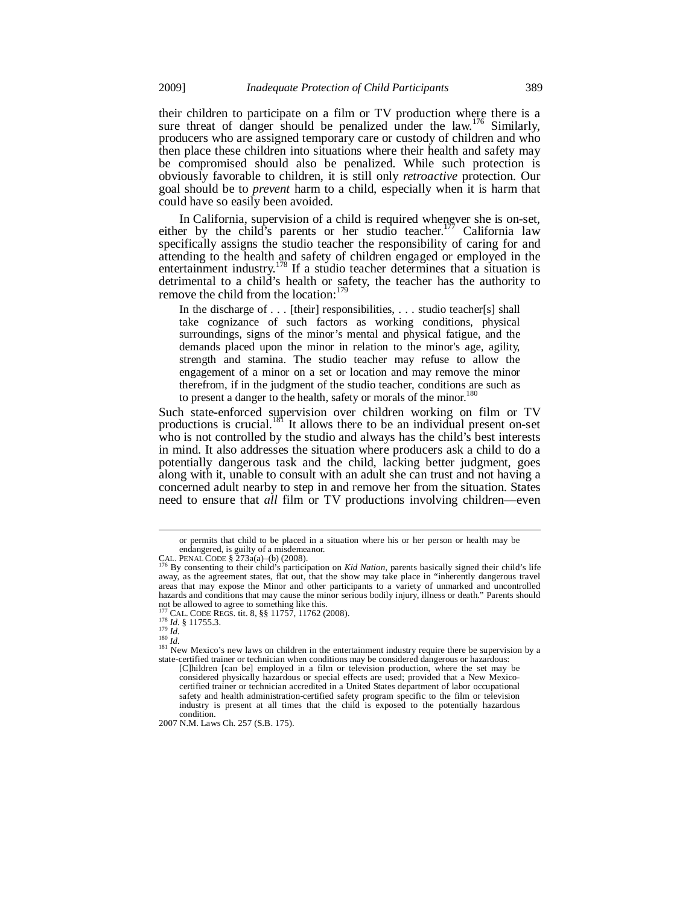their children to participate on a film or TV production where there is a sure threat of danger should be penalized under the law.[176] Similarly, producers who are assigned temporary care or custody of children and who then place these children into situations where their health and safety may be compromised should also be penalized. While such protection is obviously favorable to children, it is still only *retroactive* protection. Our goal should be to *prevent* harm to a child, especially when it is harm that could have so easily been avoided.

In California, supervision of a child is required whenever she is on-set, either by the child's parents or her studio teacher.[177] California law specifically assigns the studio teacher the responsibility of caring for and attending to the health and safety of children engaged or employed in the entertainment industry.[178] If a studio teacher determines that a situation is detrimental to a child's health or safety, the teacher has the authority to remove the child from the location:[179]

> In the discharge of . . . [their] responsibilities, . . . studio teacher[s] shall take cognizance of such factors as working conditions, physical surroundings, signs of the minor's mental and physical fatigue, and the demands placed upon the minor in relation to the minor's age, agility, strength and stamina. The studio teacher may refuse to allow the engagement of a minor on a set or location and may remove the minor therefrom, if in the judgment of the studio teacher, conditions are such as to present a danger to the health, safety or morals of the minor.[180]

Such state-enforced supervision over children working on film or TV productions is crucial.[181] It allows there to be an individual present on-set who is not controlled by the studio and always has the child's best interests in mind. It also addresses the situation where producers ask a child to do a potentially dangerous task and the child, lacking better judgment, goes along with it, unable to consult with an adult she can trust and not having a concerned adult nearby to step in and remove her from the situation. States need to ensure that *all* film or TV productions involving children—even

---

> or permits that child to be placed in a situation where his or her person or health may be endangered, is guilty of a misdemeanor.

CAL. PENAL CODE § 273a(a)–(b) (2008).

[176] By consenting to their child's participation on *Kid Nation*, parents basically signed their child's life away, as the agreement states, flat out, that the show may take place in "inherently dangerous travel areas that may expose the Minor and other participants to a variety of unmarked and uncontrolled hazards and conditions that may cause the minor serious bodily injury, illness or death." Parents should not be allowed to agree to something like this.

[177] CAL. CODE REGS. tit. 8, §§ 11757, 11762 (2008).

[178] *Id.* § 11755.3.

[179] *Id.*

[180] *Id.*

[181] New Mexico's new laws on children in the entertainment industry require there be supervision by a state-certified trainer or technician when conditions may be considered dangerous or hazardous:

> [C]hildren [can be] employed in a film or television production, where the set may be considered physically hazardous or special effects are used; provided that a New Mexico-certified trainer or technician accredited in a United States department of labor occupational safety and health administration-certified safety program specific to the film or television industry is present at all times that the child is exposed to the potentially hazardous condition.

2007 N.M. Laws Ch. 257 (S.B. 175).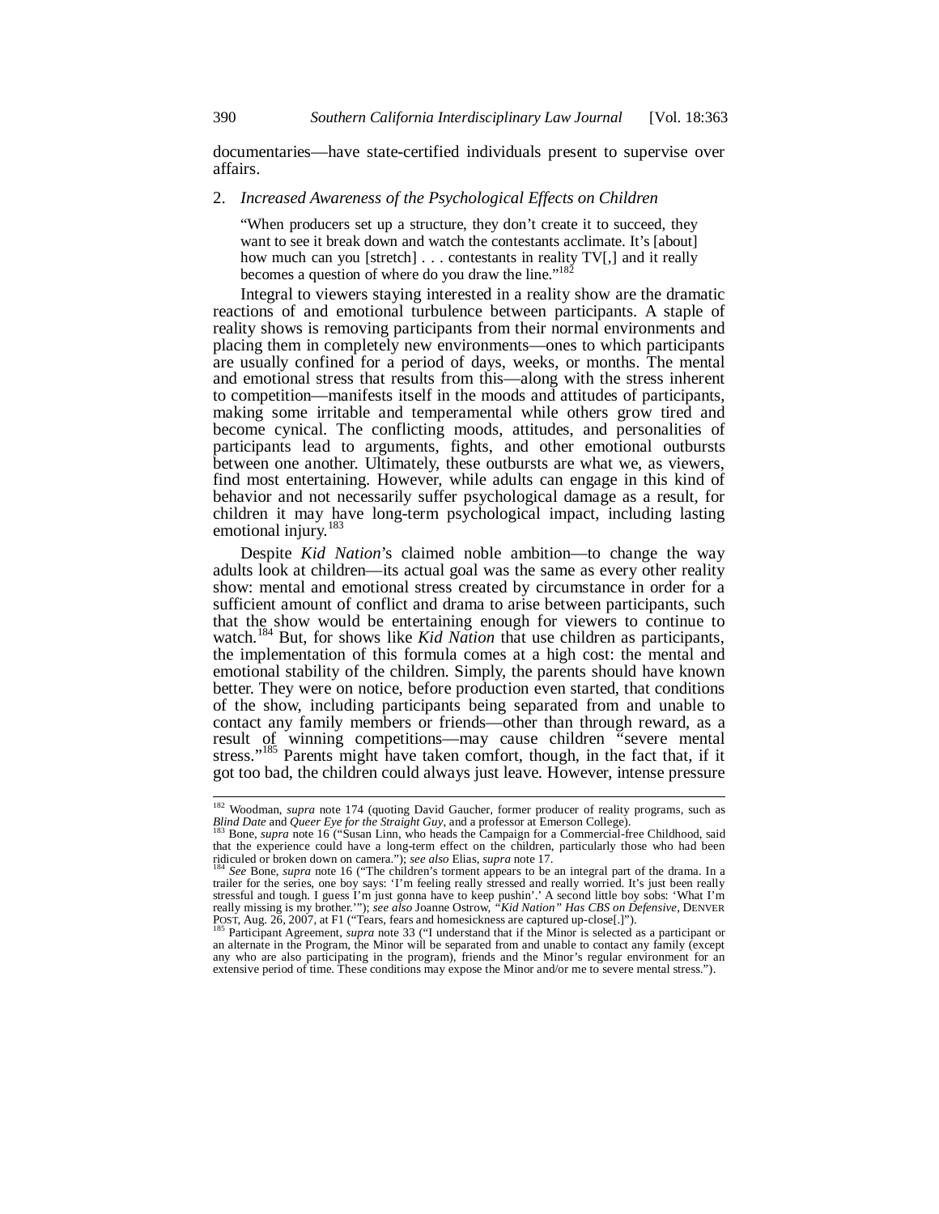documentaries—have state-certified individuals present to supervise over affairs.

### 2. *Increased Awareness of the Psychological Effects on Children*

> "When producers set up a structure, they don't create it to succeed, they want to see it break down and watch the contestants acclimate. It's [about] how much can you [stretch] . . . contestants in reality TV[,] and it really becomes a question of where do you draw the line."[182]

Integral to viewers staying interested in a reality show are the dramatic reactions of and emotional turbulence between participants. A staple of reality shows is removing participants from their normal environments and placing them in completely new environments—ones to which participants are usually confined for a period of days, weeks, or months. The mental and emotional stress that results from this—along with the stress inherent to competition—manifests itself in the moods and attitudes of participants, making some irritable and temperamental while others grow tired and become cynical. The conflicting moods, attitudes, and personalities of participants lead to arguments, fights, and other emotional outbursts between one another. Ultimately, these outbursts are what we, as viewers, find most entertaining. However, while adults can engage in this kind of behavior and not necessarily suffer psychological damage as a result, for children it may have long-term psychological impact, including lasting emotional injury.[183]

Despite *Kid Nation*'s claimed noble ambition—to change the way adults look at children—its actual goal was the same as every other reality show: mental and emotional stress created by circumstance in order for a sufficient amount of conflict and drama to arise between participants, such that the show would be entertaining enough for viewers to continue to watch.[184] But, for shows like *Kid Nation* that use children as participants, the implementation of this formula comes at a high cost: the mental and emotional stability of the children. Simply, the parents should have known better. They were on notice, before production even started, that conditions of the show, including participants being separated from and unable to contact any family members or friends—other than through reward, as a result of winning competitions—may cause children "severe mental stress."[185] Parents might have taken comfort, though, in the fact that, if it got too bad, the children could always just leave. However, intense pressure

---

[182] Woodman, *supra* note 174 (quoting David Gaucher, former producer of reality programs, such as *Blind Date* and *Queer Eye for the Straight Guy*, and a professor at Emerson College).

[183] Bone, *supra* note 16 ("Susan Linn, who heads the Campaign for a Commercial-free Childhood, said that the experience could have a long-term effect on the children, particularly those who had been ridiculed or broken down on camera."); *see also* Elias, *supra* note 17.

[184] *See* Bone, *supra* note 16 ("The children's torment appears to be an integral part of the drama. In a trailer for the series, one boy says: 'I'm feeling really stressed and really worried. It's just been really stressful and tough. I guess I'm just gonna have to keep pushin'.' A second little boy sobs: 'What I'm really missing is my brother.'"); *see also* Joanne Ostrow, *"Kid Nation" Has CBS on Defensive*, DENVER POST, Aug. 26, 2007, at F1 ("Tears, fears and homesickness are captured up-close[.]").

[185] Participant Agreement, *supra* note 33 ("I understand that if the Minor is selected as a participant or an alternate in the Program, the Minor will be separated from and unable to contact any family (except any who are also participating in the program), friends and the Minor's regular environment for an extensive period of time. These conditions may expose the Minor and/or me to severe mental stress.").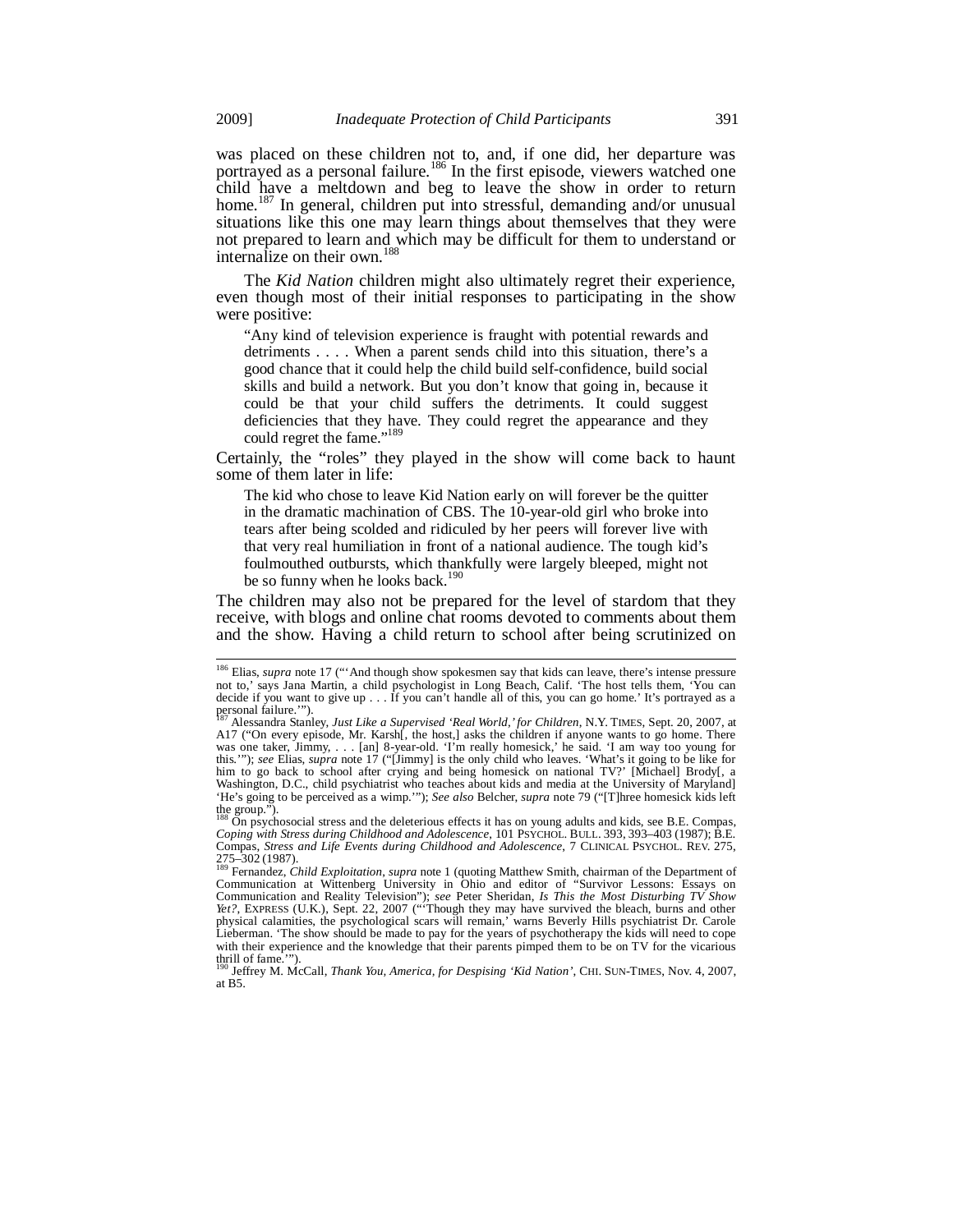was placed on these children not to, and, if one did, her departure was portrayed as a personal failure.[186] In the first episode, viewers watched one child have a meltdown and beg to leave the show in order to return home.[187] In general, children put into stressful, demanding and/or unusual situations like this one may learn things about themselves that they were not prepared to learn and which may be difficult for them to understand or internalize on their own.[188]

The *Kid Nation* children might also ultimately regret their experience, even though most of their initial responses to participating in the show were positive:

> "Any kind of television experience is fraught with potential rewards and detriments . . . . When a parent sends child into this situation, there's a good chance that it could help the child build self-confidence, build social skills and build a network. But you don't know that going in, because it could be that your child suffers the detriments. It could suggest deficiencies that they have. They could regret the appearance and they could regret the fame."[189]

Certainly, the "roles" they played in the show will come back to haunt some of them later in life:

> The kid who chose to leave Kid Nation early on will forever be the quitter in the dramatic machination of CBS. The 10-year-old girl who broke into tears after being scolded and ridiculed by her peers will forever live with that very real humiliation in front of a national audience. The tough kid's foulmouthed outbursts, which thankfully were largely bleeped, might not be so funny when he looks back.[190]

The children may also not be prepared for the level of stardom that they receive, with blogs and online chat rooms devoted to comments about them and the show. Having a child return to school after being scrutinized on

---

[186] Elias, *supra* note 17 ("'And though show spokesmen say that kids can leave, there's intense pressure not to,' says Jana Martin, a child psychologist in Long Beach, Calif. 'The host tells them, 'You can decide if you want to give up . . . If you can't handle all of this, you can go home.' It's portrayed as a personal failure.'").

[187] Alessandra Stanley, *Just Like a Supervised 'Real World,' for Children*, N.Y. TIMES, Sept. 20, 2007, at A17 ("On every episode, Mr. Karsh[, the host,] asks the children if anyone wants to go home. There was one taker, Jimmy, . . . [an] 8-year-old. 'I'm really homesick,' he said. 'I am way too young for this.'"); *see* Elias, *supra* note 17 ("[Jimmy] is the only child who leaves. 'What's it going to be like for him to go back to school after crying and being homesick on national TV?' [Michael] Brody[, a Washington, D.C., child psychiatrist who teaches about kids and media at the University of Maryland] 'He's going to be perceived as a wimp.'"); *See also* Belcher, *supra* note 79 ("[T]hree homesick kids left the group.").

[188] On psychosocial stress and the deleterious effects it has on young adults and kids, see B.E. Compas, *Coping with Stress during Childhood and Adolescence*, 101 PSYCHOL. BULL. 393, 393–403 (1987); B.E. Compas, *Stress and Life Events during Childhood and Adolescence*, 7 CLINICAL PSYCHOL. REV. 275, 275–302 (1987).

[189] Fernandez, *Child Exploitation*, *supra* note 1 (quoting Matthew Smith, chairman of the Department of Communication at Wittenberg University in Ohio and editor of "Survivor Lessons: Essays on Communication and Reality Television"); *see* Peter Sheridan, *Is This the Most Disturbing TV Show Yet?*, EXPRESS (U.K.), Sept. 22, 2007 ("'Though they may have survived the bleach, burns and other physical calamities, the psychological scars will remain,' warns Beverly Hills psychiatrist Dr. Carole Lieberman. 'The show should be made to pay for the years of psychotherapy the kids will need to cope with their experience and the knowledge that their parents pimped them to be on TV for the vicarious thrill of fame.'").

[190] Jeffrey M. McCall, *Thank You, America, for Despising 'Kid Nation'*, CHI. SUN-TIMES, Nov. 4, 2007, at B5.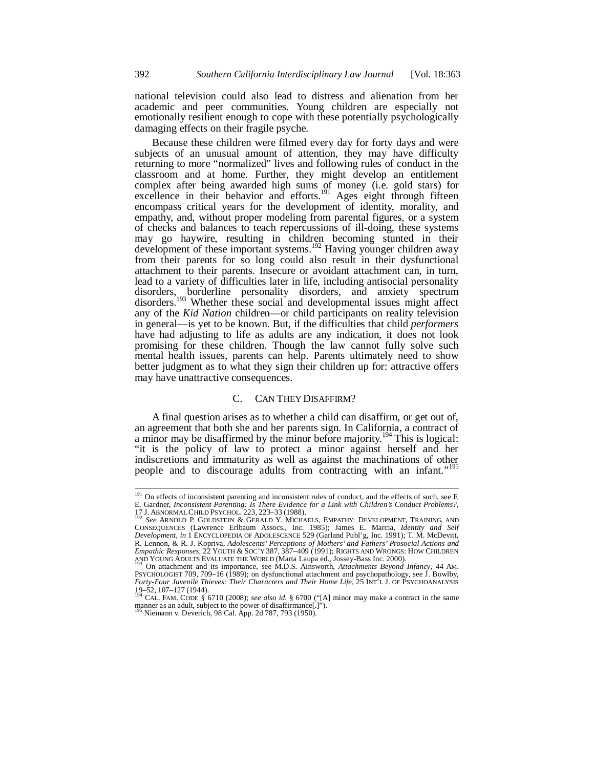national television could also lead to distress and alienation from her academic and peer communities. Young children are especially not emotionally resilient enough to cope with these potentially psychologically damaging effects on their fragile psyche.

Because these children were filmed every day for forty days and were subjects of an unusual amount of attention, they may have difficulty returning to more "normalized" lives and following rules of conduct in the classroom and at home. Further, they might develop an entitlement complex after being awarded high sums of money (i.e. gold stars) for excellence in their behavior and efforts.[191] Ages eight through fifteen encompass critical years for the development of identity, morality, and empathy, and, without proper modeling from parental figures, or a system of checks and balances to teach repercussions of ill-doing, these systems may go haywire, resulting in children becoming stunted in their development of these important systems.[192] Having younger children away from their parents for so long could also result in their dysfunctional attachment to their parents. Insecure or avoidant attachment can, in turn, lead to a variety of difficulties later in life, including antisocial personality disorders, borderline personality disorders, and anxiety spectrum disorders.[193] Whether these social and developmental issues might affect any of the *Kid Nation* children—or child participants on reality television in general—is yet to be known. But, if the difficulties that child *performers* have had adjusting to life as adults are any indication, it does not look promising for these children. Though the law cannot fully solve such mental health issues, parents can help. Parents ultimately need to show better judgment as to what they sign their children up for: attractive offers may have unattractive consequences.

### C. CAN THEY DISAFFIRM?

A final question arises as to whether a child can disaffirm, or get out of, an agreement that both she and her parents sign. In California, a contract of a minor may be disaffirmed by the minor before majority.[194] This is logical: "it is the policy of law to protect a minor against herself and her indiscretions and immaturity as well as against the machinations of other people and to discourage adults from contracting with an infant."[195]

---

[191] On effects of inconsistent parenting and inconsistent rules of conduct, and the effects of such, see F. E. Gardner, *Inconsistent Parenting: Is There Evidence for a Link with Children's Conduct Problems?*, 17 J. ABNORMAL CHILD PSYCHOL. 223, 223–33 (1988).

[192] *See* ARNOLD P. GOLDSTEIN & GERALD Y. MICHAELS, EMPATHY: DEVELOPMENT, TRAINING, AND CONSEQUENCES (Lawrence Erlbaum Assocs., Inc. 1985); James E. Marcia, *Identity and Self Development*, *in* 1 ENCYCLOPEDIA OF ADOLESCENCE 529 (Garland Publ'g, Inc. 1991); T. M. McDevitt, R. Lennon, & R. J. Kopriva, *Adolescents' Perceptions of Mothers' and Fathers' Prosocial Actions and Empathic Responses*, 22 YOUTH & SOC'Y 387, 387–409 (1991); RIGHTS AND WRONGS: HOW CHILDREN AND YOUNG ADULTS EVALUATE THE WORLD (Marta Laupa ed., Jossey-Bass Inc. 2000).

[193] On attachment and its importance, see M.D.S. Ainsworth, *Attachments Beyond Infancy*, 44 AM. PSYCHOLOGIST 709, 709–16 (1989); on dysfunctional attachment and psychopathology, see J. Bowlby, *Forty-Four Juvenile Thieves: Their Characters and Their Home Life*, 25 INT'L J. OF PSYCHOANALYSIS 19–52, 107–127 (1944).

[194] CAL. FAM. CODE § 6710 (2008); *see also id.* § 6700 ("[A] minor may make a contract in the same manner as an adult, subject to the power of disaffirmance[.]").

[195] Niemann v. Deverich, 98 Cal. App. 2d 787, 793 (1950).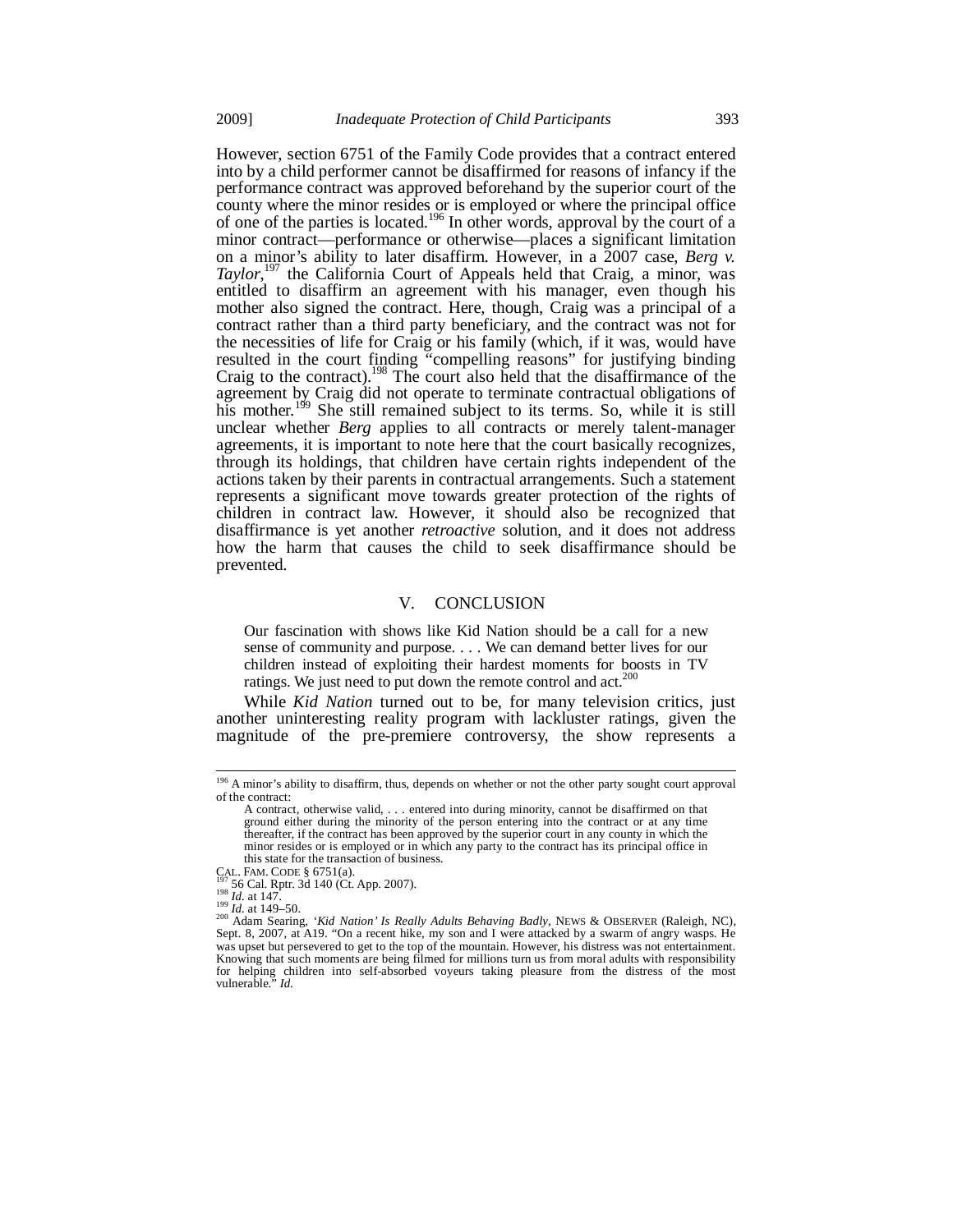However, section 6751 of the Family Code provides that a contract entered into by a child performer cannot be disaffirmed for reasons of infancy if the performance contract was approved beforehand by the superior court of the county where the minor resides or is employed or where the principal office of one of the parties is located.[196] In other words, approval by the court of a minor contract—performance or otherwise—places a significant limitation on a minor's ability to later disaffirm. However, in a 2007 case, *Berg v. Taylor*,[197] the California Court of Appeals held that Craig, a minor, was entitled to disaffirm an agreement with his manager, even though his mother also signed the contract. Here, though, Craig was a principal of a contract rather than a third party beneficiary, and the contract was not for the necessities of life for Craig or his family (which, if it was, would have resulted in the court finding "compelling reasons" for justifying binding Craig to the contract).[198] The court also held that the disaffirmance of the agreement by Craig did not operate to terminate contractual obligations of his mother.[199] She still remained subject to its terms. So, while it is still unclear whether *Berg* applies to all contracts or merely talent-manager agreements, it is important to note here that the court basically recognizes, through its holdings, that children have certain rights independent of the actions taken by their parents in contractual arrangements. Such a statement represents a significant move towards greater protection of the rights of children in contract law. However, it should also be recognized that disaffirmance is yet another *retroactive* solution, and it does not address how the harm that causes the child to seek disaffirmance should be prevented.

## V. CONCLUSION

> Our fascination with shows like Kid Nation should be a call for a new sense of community and purpose. . . . We can demand better lives for our children instead of exploiting their hardest moments for boosts in TV ratings. We just need to put down the remote control and act.[200]

While *Kid Nation* turned out to be, for many television critics, just another uninteresting reality program with lackluster ratings, given the magnitude of the pre-premiere controversy, the show represents a

---

[196] A minor's ability to disaffirm, thus, depends on whether or not the other party sought court approval of the contract:

> A contract, otherwise valid, . . . entered into during minority, cannot be disaffirmed on that ground either during the minority of the person entering into the contract or at any time thereafter, if the contract has been approved by the superior court in any county in which the minor resides or is employed or in which any party to the contract has its principal office in this state for the transaction of business.

CAL. FAM. CODE § 6751(a).

[197] 56 Cal. Rptr. 3d 140 (Ct. App. 2007).

[198] *Id.* at 147.

[199] *Id.* at 149–50.

[200] Adam Searing, *'Kid Nation' Is Really Adults Behaving Badly*, NEWS & OBSERVER (Raleigh, NC), Sept. 8, 2007, at A19. "On a recent hike, my son and I were attacked by a swarm of angry wasps. He was upset but persevered to get to the top of the mountain. However, his distress was not entertainment. Knowing that such moments are being filmed for millions turn us from moral adults with responsibility for helping children into self-absorbed voyeurs taking pleasure from the distress of the most vulnerable." *Id.*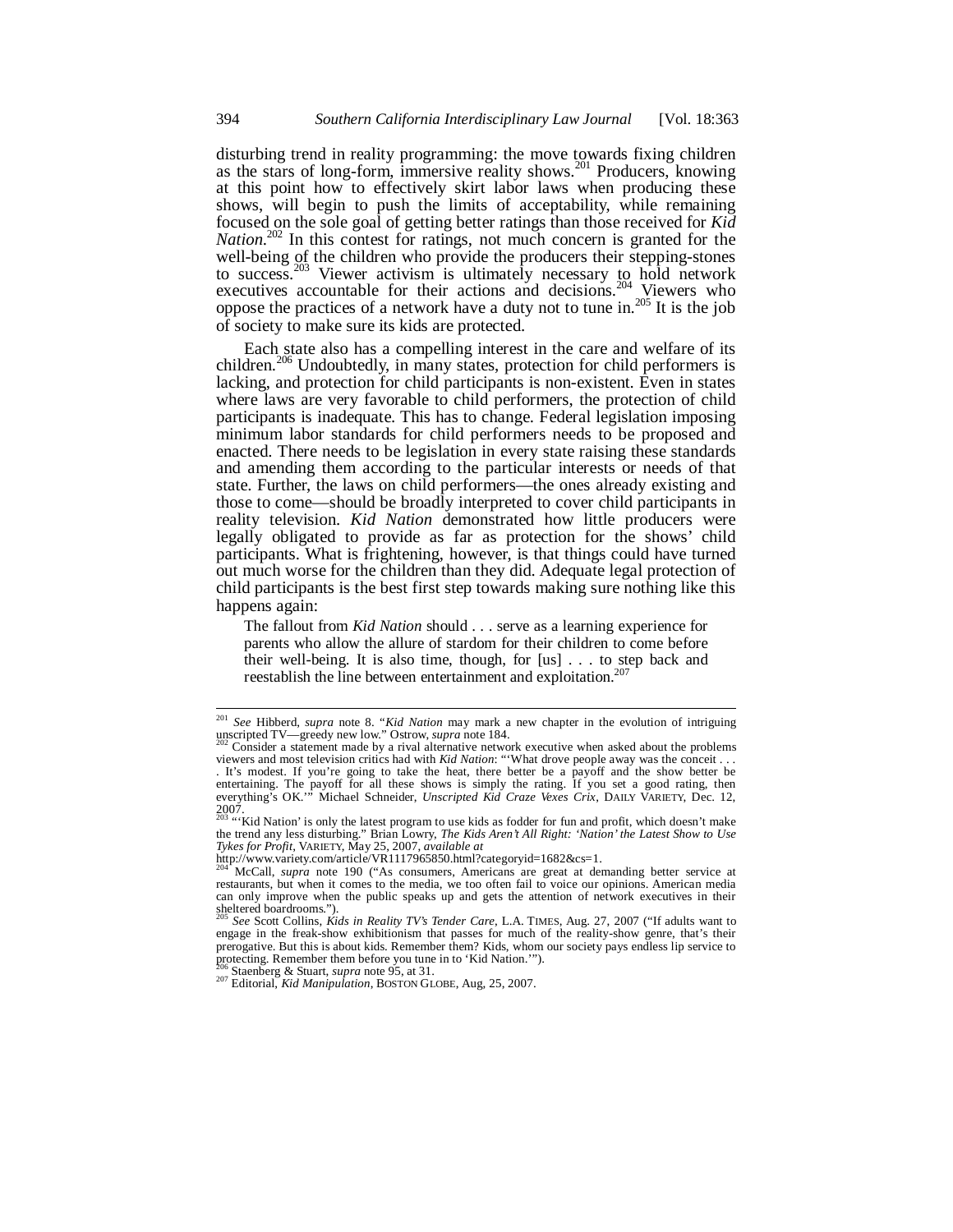disturbing trend in reality programming: the move towards fixing children as the stars of long-form, immersive reality shows.[201] Producers, knowing at this point how to effectively skirt labor laws when producing these shows, will begin to push the limits of acceptability, while remaining focused on the sole goal of getting better ratings than those received for *Kid Nation*.[202] In this contest for ratings, not much concern is granted for the well-being of the children who provide the producers their stepping-stones to success.[203] Viewer activism is ultimately necessary to hold network executives accountable for their actions and decisions.[204] Viewers who oppose the practices of a network have a duty not to tune in.[205] It is the job of society to make sure its kids are protected.

Each state also has a compelling interest in the care and welfare of its children.[206] Undoubtedly, in many states, protection for child performers is lacking, and protection for child participants is non-existent. Even in states where laws are very favorable to child performers, the protection of child participants is inadequate. This has to change. Federal legislation imposing minimum labor standards for child performers needs to be proposed and enacted. There needs to be legislation in every state raising these standards and amending them according to the particular interests or needs of that state. Further, the laws on child performers—the ones already existing and those to come—should be broadly interpreted to cover child participants in reality television. *Kid Nation* demonstrated how little producers were legally obligated to provide as far as protection for the shows' child participants. What is frightening, however, is that things could have turned out much worse for the children than they did. Adequate legal protection of child participants is the best first step towards making sure nothing like this happens again:

> The fallout from *Kid Nation* should . . . serve as a learning experience for parents who allow the allure of stardom for their children to come before their well-being. It is also time, though, for [us] . . . to step back and reestablish the line between entertainment and exploitation.[207]

---

[201] *See* Hibberd, *supra* note 8. "*Kid Nation* may mark a new chapter in the evolution of intriguing unscripted TV—greedy new low." Ostrow, *supra* note 184.

[202] Consider a statement made by a rival alternative network executive when asked about the problems viewers and most television critics had with *Kid Nation*: "'What drove people away was the conceit . . . . It's modest. If you're going to take the heat, there better be a payoff and the show better be entertaining. The payoff for all these shows is simply the rating. If you set a good rating, then everything's OK.'" Michael Schneider, *Unscripted Kid Craze Vexes Crix*, DAILY VARIETY, Dec. 12, 2007.

[203] "'Kid Nation' is only the latest program to use kids as fodder for fun and profit, which doesn't make the trend any less disturbing." Brian Lowry, *The Kids Aren't All Right: 'Nation' the Latest Show to Use Tykes for Profit*, VARIETY, May 25, 2007, *available at* http://www.variety.com/article/VR1117965850.html?categoryid=1682&cs=1.

[204] McCall, *supra* note 190 ("As consumers, Americans are great at demanding better service at restaurants, but when it comes to the media, we too often fail to voice our opinions. American media can only improve when the public speaks up and gets the attention of network executives in their sheltered boardrooms.").

[205] *See* Scott Collins, *Kids in Reality TV's Tender Care*, L.A. TIMES, Aug. 27, 2007 ("If adults want to engage in the freak-show exhibitionism that passes for much of the reality-show genre, that's their prerogative. But this is about kids. Remember them? Kids, whom our society pays endless lip service to protecting. Remember them before you tune in to 'Kid Nation.'").

[206] Staenberg & Stuart, *supra* note 95, at 31.

[207] Editorial, *Kid Manipulation*, BOSTON GLOBE, Aug, 25, 2007.